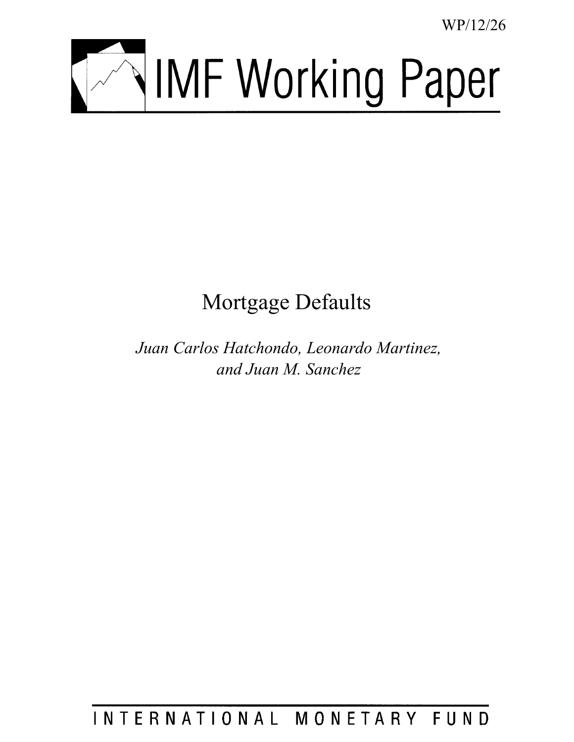WP/12/26

# IMF Working Paper

# Mortgage Defaults

*Juan Carlos Hatchondo, Leonardo Martinez, and Juan M. Sanchez*

INTERNATIONAL MONETARY FUND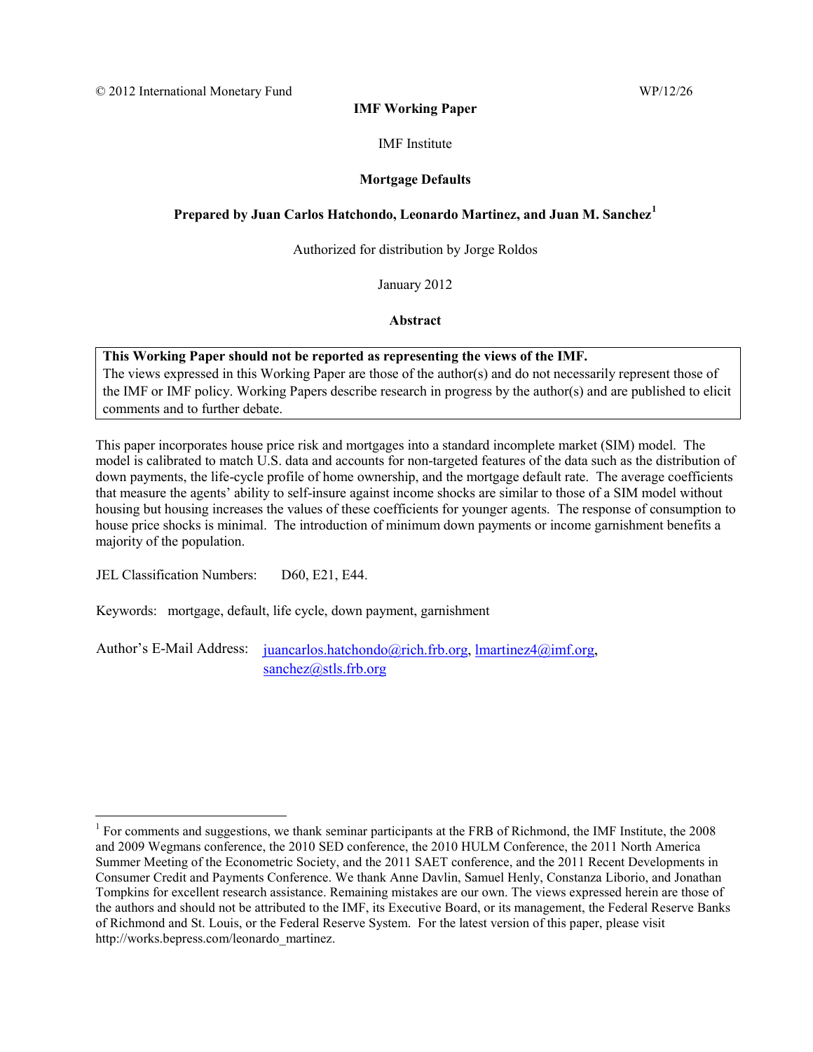© 2012 International Monetary Fund WP/12/26

**IMF Working Paper**

IMF Institute

**Mortgage Defaults**

**Prepared by Juan Carlos Hatchondo, Leonardo Martinez, and Juan M. Sanchez**[1]

Authorized for distribution by Jorge Roldos

January 2012

**Abstract**

**This Working Paper should not be reported as representing the views of the IMF.**
The views expressed in this Working Paper are those of the author(s) and do not necessarily represent those of the IMF or IMF policy. Working Papers describe research in progress by the author(s) and are published to elicit comments and to further debate.

This paper incorporates house price risk and mortgages into a standard incomplete market (SIM) model. The model is calibrated to match U.S. data and accounts for non-targeted features of the data such as the distribution of down payments, the life-cycle profile of home ownership, and the mortgage default rate. The average coefficients that measure the agents' ability to self-insure against income shocks are similar to those of a SIM model without housing but housing increases the values of these coefficients for younger agents. The response of consumption to house price shocks is minimal. The introduction of minimum down payments or income garnishment benefits a majority of the population.

JEL Classification Numbers: D60, E21, E44.

Keywords: mortgage, default, life cycle, down payment, garnishment

Author's E-Mail Address: juancarlos.hatchondo@rich.frb.org, lmartinez4@imf.org, sanchez@stls.frb.org

[1] For comments and suggestions, we thank seminar participants at the FRB of Richmond, the IMF Institute, the 2008 and 2009 Wegmans conference, the 2010 SED conference, the 2010 HULM Conference, the 2011 North America Summer Meeting of the Econometric Society, and the 2011 SAET conference, and the 2011 Recent Developments in Consumer Credit and Payments Conference. We thank Anne Davlin, Samuel Henly, Constanza Liborio, and Jonathan Tompkins for excellent research assistance. Remaining mistakes are our own. The views expressed herein are those of the authors and should not be attributed to the IMF, its Executive Board, or its management, the Federal Reserve Banks of Richmond and St. Louis, or the Federal Reserve System. For the latest version of this paper, please visit http://works.bepress.com/leonardo_martinez.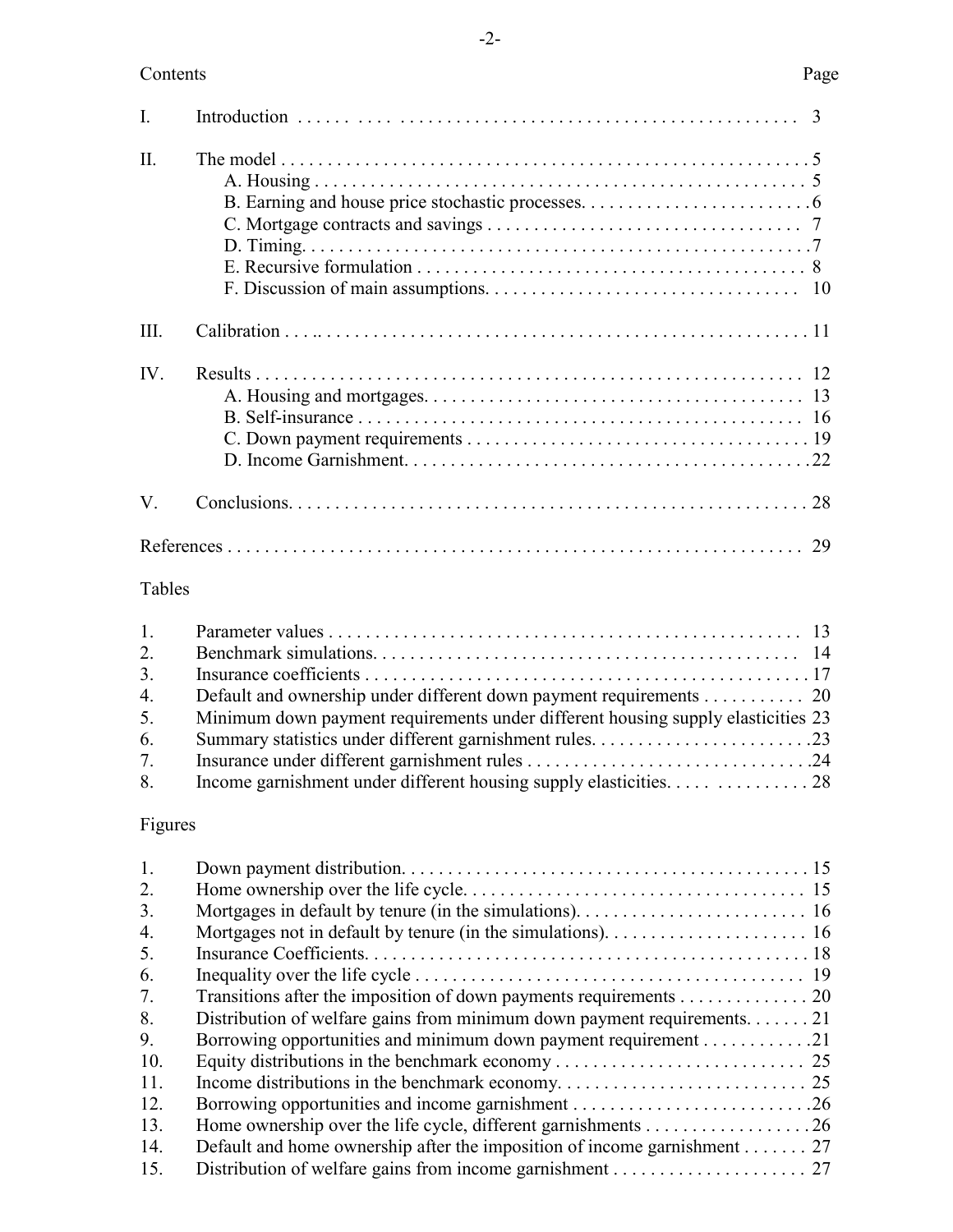Contents | Page

| | | Page |
|---|---|---|
| I. | Introduction | 3 |
| II. | The model | 5 |
| | A. Housing | 5 |
| | B. Earning and house price stochastic processes | 6 |
| | C. Mortgage contracts and savings | 7 |
| | D. Timing | 7 |
| | E. Recursive formulation | 8 |
| | F. Discussion of main assumptions | 10 |
| III. | Calibration | 11 |
| IV. | Results | 12 |
| | A. Housing and mortgages | 13 |
| | B. Self-insurance | 16 |
| | C. Down payment requirements | 19 |
| | D. Income Garnishment | 22 |
| V. | Conclusions | 28 |
| References | | 29 |

Tables

| | | |
|---|---|---|
| 1. | Parameter values | 13 |
| 2. | Benchmark simulations | 14 |
| 3. | Insurance coefficients | 17 |
| 4. | Default and ownership under different down payment requirements | 20 |
| 5. | Minimum down payment requirements under different housing supply elasticities | 23 |
| 6. | Summary statistics under different garnishment rules | 23 |
| 7. | Insurance under different garnishment rules | 24 |
| 8. | Income garnishment under different housing supply elasticities | 28 |

Figures

| | | |
|---|---|---|
| 1. | Down payment distribution | 15 |
| 2. | Home ownership over the life cycle | 15 |
| 3. | Mortgages in default by tenure (in the simulations) | 16 |
| 4. | Mortgages not in default by tenure (in the simulations) | 16 |
| 5. | Insurance Coefficients | 18 |
| 6. | Inequality over the life cycle | 19 |
| 7. | Transitions after the imposition of down payments requirements | 20 |
| 8. | Distribution of welfare gains from minimum down payment requirements | 21 |
| 9. | Borrowing opportunities and minimum down payment requirement | 21 |
| 10. | Equity distributions in the benchmark economy | 25 |
| 11. | Income distributions in the benchmark economy | 25 |
| 12. | Borrowing opportunities and income garnishment | 26 |
| 13. | Home ownership over the life cycle, different garnishments | 26 |
| 14. | Default and home ownership after the imposition of income garnishment | 27 |
| 15. | Distribution of welfare gains from income garnishment | 27 |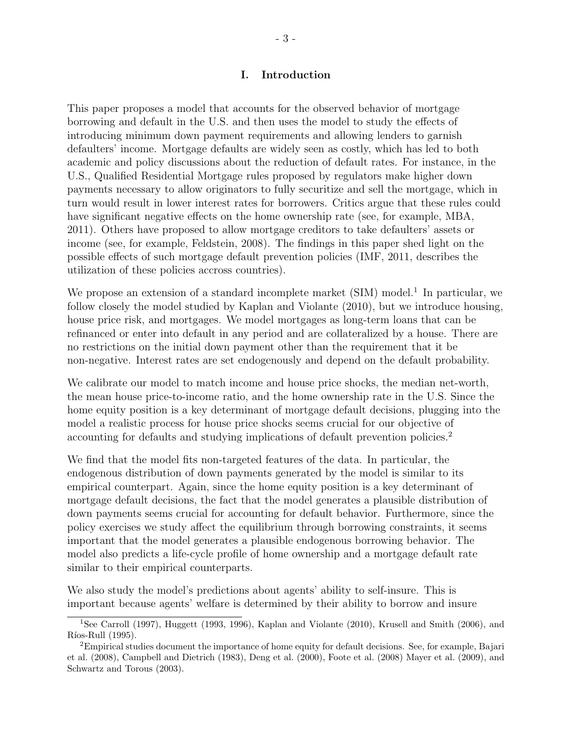## I. Introduction

This paper proposes a model that accounts for the observed behavior of mortgage borrowing and default in the U.S. and then uses the model to study the effects of introducing minimum down payment requirements and allowing lenders to garnish defaulters' income. Mortgage defaults are widely seen as costly, which has led to both academic and policy discussions about the reduction of default rates. For instance, in the U.S., Qualified Residential Mortgage rules proposed by regulators make higher down payments necessary to allow originators to fully securitize and sell the mortgage, which in turn would result in lower interest rates for borrowers. Critics argue that these rules could have significant negative effects on the home ownership rate (see, for example, MBA, 2011). Others have proposed to allow mortgage creditors to take defaulters' assets or income (see, for example, Feldstein, 2008). The findings in this paper shed light on the possible effects of such mortgage default prevention policies (IMF, 2011, describes the utilization of these policies accross countries).

We propose an extension of a standard incomplete market (SIM) model.[1] In particular, we follow closely the model studied by Kaplan and Violante (2010), but we introduce housing, house price risk, and mortgages. We model mortgages as long-term loans that can be refinanced or enter into default in any period and are collateralized by a house. There are no restrictions on the initial down payment other than the requirement that it be non-negative. Interest rates are set endogenously and depend on the default probability.

We calibrate our model to match income and house price shocks, the median net-worth, the mean house price-to-income ratio, and the home ownership rate in the U.S. Since the home equity position is a key determinant of mortgage default decisions, plugging into the model a realistic process for house price shocks seems crucial for our objective of accounting for defaults and studying implications of default prevention policies.[2]

We find that the model fits non-targeted features of the data. In particular, the endogenous distribution of down payments generated by the model is similar to its empirical counterpart. Again, since the home equity position is a key determinant of mortgage default decisions, the fact that the model generates a plausible distribution of down payments seems crucial for accounting for default behavior. Furthermore, since the policy exercises we study affect the equilibrium through borrowing constraints, it seems important that the model generates a plausible endogenous borrowing behavior. The model also predicts a life-cycle profile of home ownership and a mortgage default rate similar to their empirical counterparts.

We also study the model's predictions about agents' ability to self-insure. This is important because agents' welfare is determined by their ability to borrow and insure

[1] See Carroll (1997), Huggett (1993, 1996), Kaplan and Violante (2010), Krusell and Smith (2006), and Ríos-Rull (1995).

[2] Empirical studies document the importance of home equity for default decisions. See, for example, Bajari et al. (2008), Campbell and Dietrich (1983), Deng et al. (2000), Foote et al. (2008) Mayer et al. (2009), and Schwartz and Torous (2003).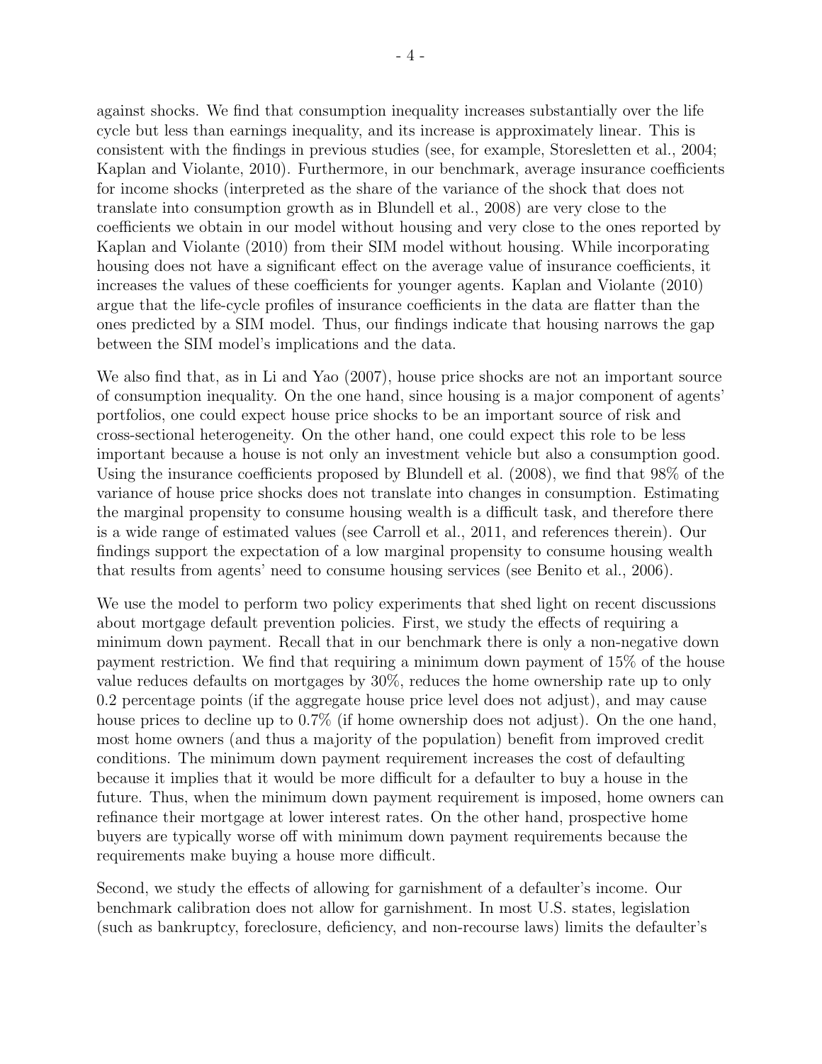against shocks. We find that consumption inequality increases substantially over the life cycle but less than earnings inequality, and its increase is approximately linear. This is consistent with the findings in previous studies (see, for example, Storesletten et al., 2004; Kaplan and Violante, 2010). Furthermore, in our benchmark, average insurance coefficients for income shocks (interpreted as the share of the variance of the shock that does not translate into consumption growth as in Blundell et al., 2008) are very close to the coefficients we obtain in our model without housing and very close to the ones reported by Kaplan and Violante (2010) from their SIM model without housing. While incorporating housing does not have a significant effect on the average value of insurance coefficients, it increases the values of these coefficients for younger agents. Kaplan and Violante (2010) argue that the life-cycle profiles of insurance coefficients in the data are flatter than the ones predicted by a SIM model. Thus, our findings indicate that housing narrows the gap between the SIM model's implications and the data.

We also find that, as in Li and Yao (2007), house price shocks are not an important source of consumption inequality. On the one hand, since housing is a major component of agents' portfolios, one could expect house price shocks to be an important source of risk and cross-sectional heterogeneity. On the other hand, one could expect this role to be less important because a house is not only an investment vehicle but also a consumption good. Using the insurance coefficients proposed by Blundell et al. (2008), we find that 98% of the variance of house price shocks does not translate into changes in consumption. Estimating the marginal propensity to consume housing wealth is a difficult task, and therefore there is a wide range of estimated values (see Carroll et al., 2011, and references therein). Our findings support the expectation of a low marginal propensity to consume housing wealth that results from agents' need to consume housing services (see Benito et al., 2006).

We use the model to perform two policy experiments that shed light on recent discussions about mortgage default prevention policies. First, we study the effects of requiring a minimum down payment. Recall that in our benchmark there is only a non-negative down payment restriction. We find that requiring a minimum down payment of 15% of the house value reduces defaults on mortgages by 30%, reduces the home ownership rate up to only 0.2 percentage points (if the aggregate house price level does not adjust), and may cause house prices to decline up to 0.7% (if home ownership does not adjust). On the one hand, most home owners (and thus a majority of the population) benefit from improved credit conditions. The minimum down payment requirement increases the cost of defaulting because it implies that it would be more difficult for a defaulter to buy a house in the future. Thus, when the minimum down payment requirement is imposed, home owners can refinance their mortgage at lower interest rates. On the other hand, prospective home buyers are typically worse off with minimum down payment requirements because the requirements make buying a house more difficult.

Second, we study the effects of allowing for garnishment of a defaulter's income. Our benchmark calibration does not allow for garnishment. In most U.S. states, legislation (such as bankruptcy, foreclosure, deficiency, and non-recourse laws) limits the defaulter's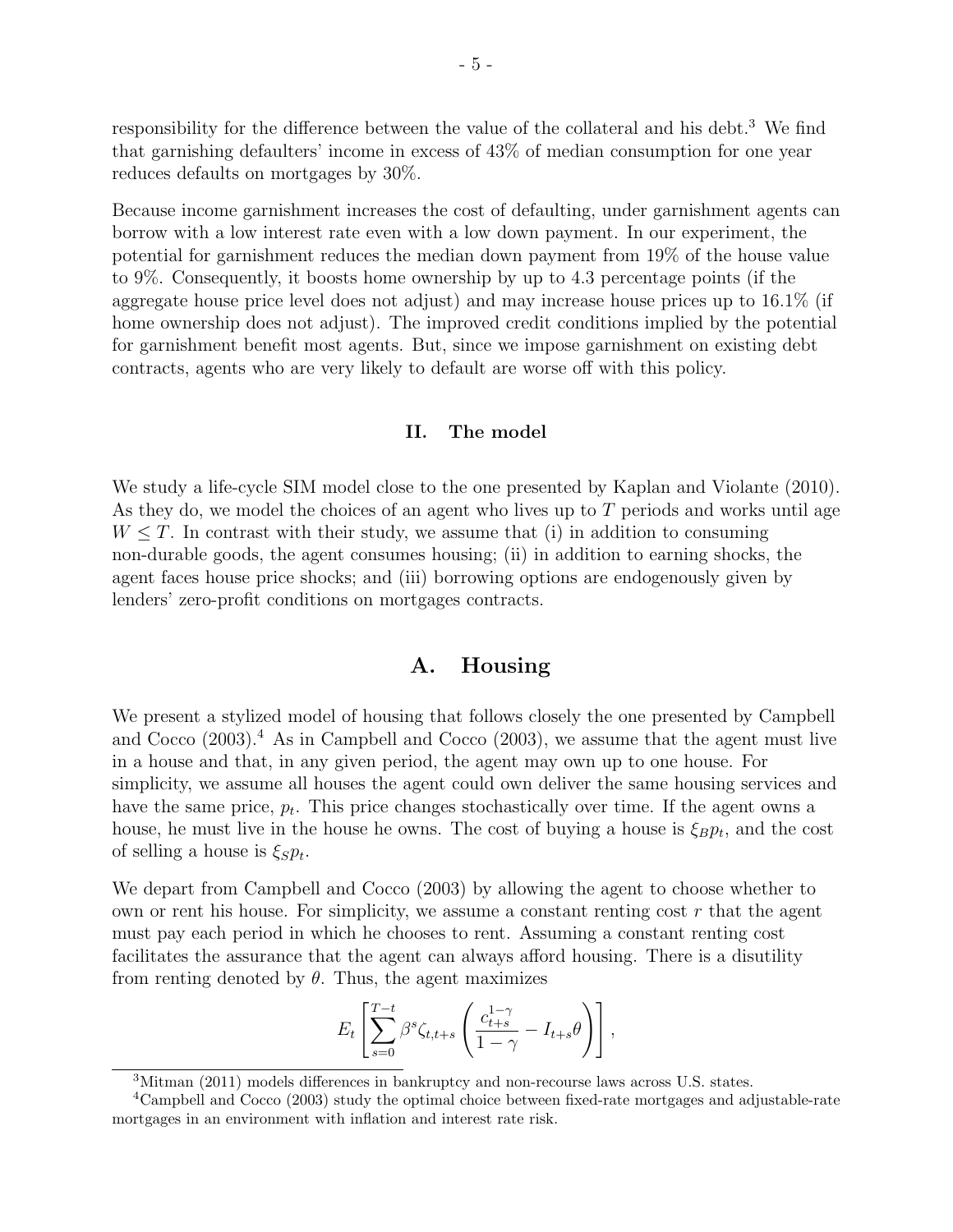responsibility for the difference between the value of the collateral and his debt.[3] We find that garnishing defaulters' income in excess of 43% of median consumption for one year reduces defaults on mortgages by 30%.

Because income garnishment increases the cost of defaulting, under garnishment agents can borrow with a low interest rate even with a low down payment. In our experiment, the potential for garnishment reduces the median down payment from 19% of the house value to 9%. Consequently, it boosts home ownership by up to 4.3 percentage points (if the aggregate house price level does not adjust) and may increase house prices up to 16.1% (if home ownership does not adjust). The improved credit conditions implied by the potential for garnishment benefit most agents. But, since we impose garnishment on existing debt contracts, agents who are very likely to default are worse off with this policy.

### II. The model

We study a life-cycle SIM model close to the one presented by Kaplan and Violante (2010). As they do, we model the choices of an agent who lives up to $T$ periods and works until age $W \leq T$. In contrast with their study, we assume that (i) in addition to consuming non-durable goods, the agent consumes housing; (ii) in addition to earning shocks, the agent faces house price shocks; and (iii) borrowing options are endogenously given by lenders' zero-profit conditions on mortgages contracts.

## A. Housing

We present a stylized model of housing that follows closely the one presented by Campbell and Cocco (2003).[4] As in Campbell and Cocco (2003), we assume that the agent must live in a house and that, in any given period, the agent may own up to one house. For simplicity, we assume all houses the agent could own deliver the same housing services and have the same price, $p_t$. This price changes stochastically over time. If the agent owns a house, he must live in the house he owns. The cost of buying a house is $\xi_B p_t$, and the cost of selling a house is $\xi_S p_t$.

We depart from Campbell and Cocco (2003) by allowing the agent to choose whether to own or rent his house. For simplicity, we assume a constant renting cost $r$ that the agent must pay each period in which he chooses to rent. Assuming a constant renting cost facilitates the assurance that the agent can always afford housing. There is a disutility from renting denoted by $\theta$. Thus, the agent maximizes

$$E_t \left[ \sum_{s=0}^{T-t} \beta^s \zeta_{t,t+s} \left( \frac{c_{t+s}^{1-\gamma}}{1-\gamma} - I_{t+s}\theta \right) \right],$$

---

[3] Mitman (2011) models differences in bankruptcy and non-recourse laws across U.S. states.

[4] Campbell and Cocco (2003) study the optimal choice between fixed-rate mortgages and adjustable-rate mortgages in an environment with inflation and interest rate risk.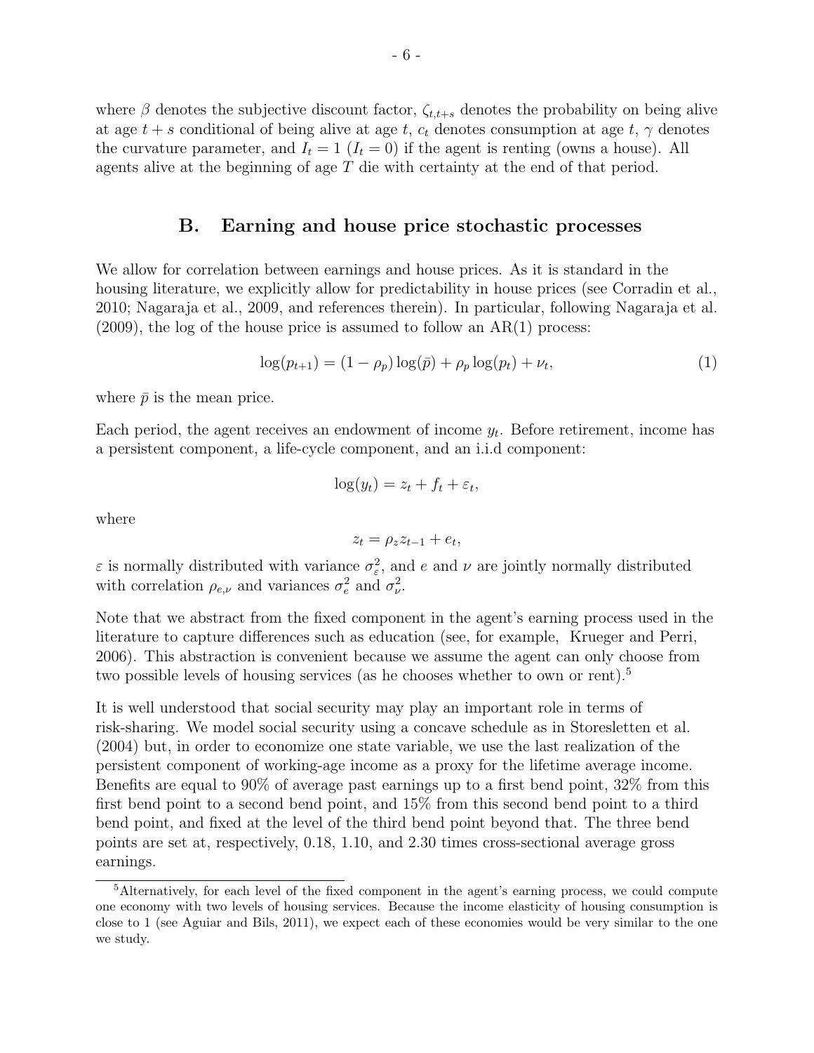where $\beta$ denotes the subjective discount factor, $\zeta_{t,t+s}$ denotes the probability on being alive at age $t + s$ conditional of being alive at age $t$, $c_t$ denotes consumption at age $t$, $\gamma$ denotes the curvature parameter, and $I_t = 1$ ($I_t = 0$) if the agent is renting (owns a house). All agents alive at the beginning of age $T$ die with certainty at the end of that period.

## B. Earning and house price stochastic processes

We allow for correlation between earnings and house prices. As it is standard in the housing literature, we explicitly allow for predictability in house prices (see Corradin et al., 2010; Nagaraja et al., 2009, and references therein). In particular, following Nagaraja et al. (2009), the log of the house price is assumed to follow an AR(1) process:

$$\log(p_{t+1}) = (1 - \rho_p)\log(\bar{p}) + \rho_p \log(p_t) + \nu_t, \tag{1}$$

where $\bar{p}$ is the mean price.

Each period, the agent receives an endowment of income $y_t$. Before retirement, income has a persistent component, a life-cycle component, and an i.i.d component:

$$\log(y_t) = z_t + f_t + \varepsilon_t,$$

where

$$z_t = \rho_z z_{t-1} + e_t,$$

$\varepsilon$ is normally distributed with variance $\sigma_\varepsilon^2$, and $e$ and $\nu$ are jointly normally distributed with correlation $\rho_{e,\nu}$ and variances $\sigma_e^2$ and $\sigma_\nu^2$.

Note that we abstract from the fixed component in the agent's earning process used in the literature to capture differences such as education (see, for example, Krueger and Perri, 2006). This abstraction is convenient because we assume the agent can only choose from two possible levels of housing services (as he chooses whether to own or rent).[5]

It is well understood that social security may play an important role in terms of risk-sharing. We model social security using a concave schedule as in Storesletten et al. (2004) but, in order to economize one state variable, we use the last realization of the persistent component of working-age income as a proxy for the lifetime average income. Benefits are equal to 90% of average past earnings up to a first bend point, 32% from this first bend point to a second bend point, and 15% from this second bend point to a third bend point, and fixed at the level of the third bend point beyond that. The three bend points are set at, respectively, 0.18, 1.10, and 2.30 times cross-sectional average gross earnings.

[5] Alternatively, for each level of the fixed component in the agent's earning process, we could compute one economy with two levels of housing services. Because the income elasticity of housing consumption is close to 1 (see Aguiar and Bils, 2011), we expect each of these economies would be very similar to the one we study.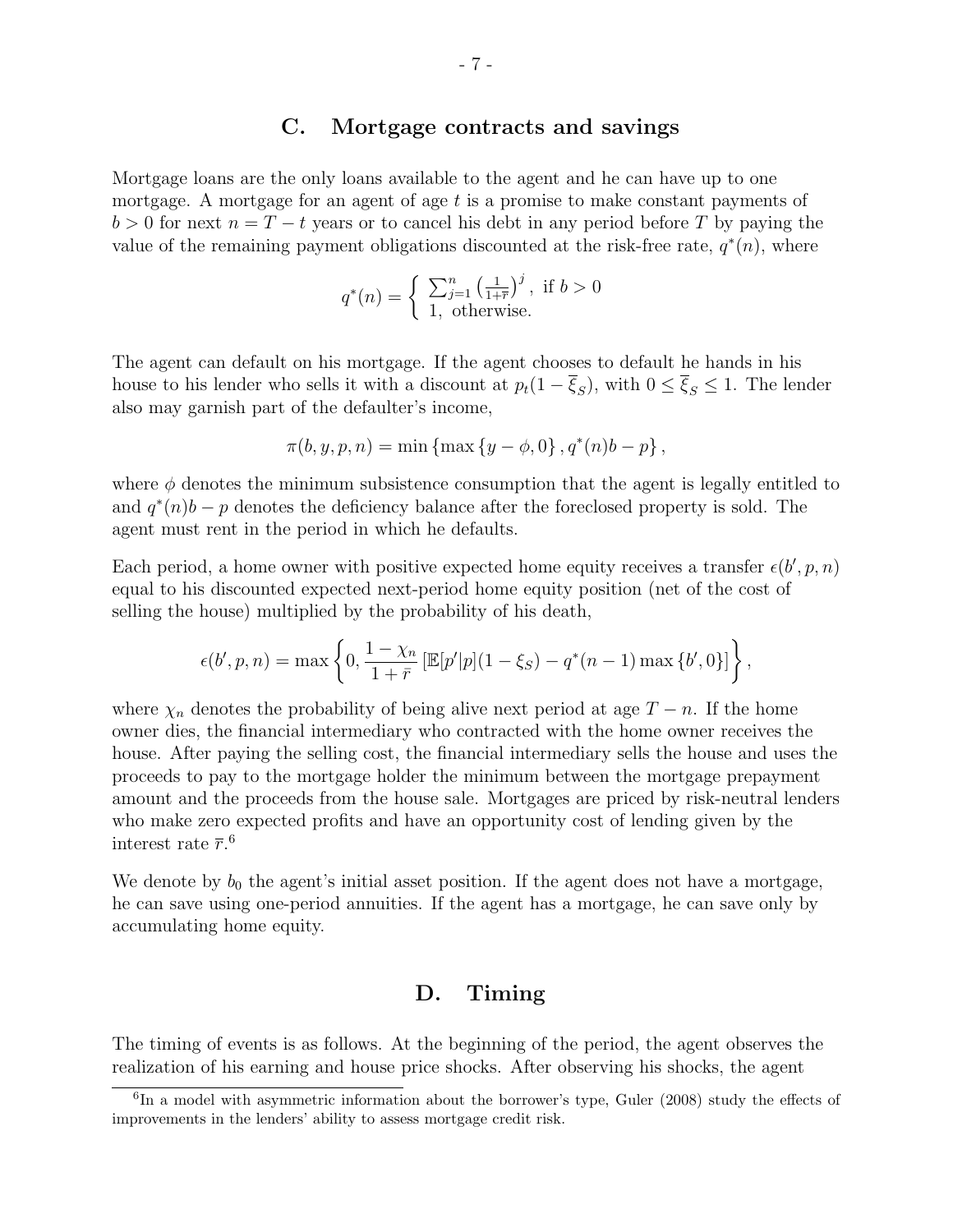## C. Mortgage contracts and savings

Mortgage loans are the only loans available to the agent and he can have up to one mortgage. A mortgage for an agent of age $t$ is a promise to make constant payments of $b > 0$ for next $n = T - t$ years or to cancel his debt in any period before $T$ by paying the value of the remaining payment obligations discounted at the risk-free rate, $q^*(n)$, where

$$q^*(n) = \begin{cases} \sum_{j=1}^{n} \left(\frac{1}{1+\bar{r}}\right)^j, & \text{if } b > 0 \\ 1, & \text{otherwise.} \end{cases}$$

The agent can default on his mortgage. If the agent chooses to default he hands in his house to his lender who sells it with a discount at $p_t(1 - \overline{\xi}_S)$, with $0 \leq \overline{\xi}_S \leq 1$. The lender also may garnish part of the defaulter's income,

$$\pi(b, y, p, n) = \min \left\{ \max \left\{ y - \phi, 0 \right\}, q^*(n)b - p \right\},$$

where $\phi$ denotes the minimum subsistence consumption that the agent is legally entitled to and $q^*(n)b - p$ denotes the deficiency balance after the foreclosed property is sold. The agent must rent in the period in which he defaults.

Each period, a home owner with positive expected home equity receives a transfer $\epsilon(b', p, n)$ equal to his discounted expected next-period home equity position (net of the cost of selling the house) multiplied by the probability of his death,

$$\epsilon(b', p, n) = \max \left\{ 0, \frac{1 - \chi_n}{1 + \bar{r}} \left[ \mathbb{E}[p'|p](1 - \xi_S) - q^*(n-1) \max \left\{ b', 0 \right\} \right] \right\},$$

where $\chi_n$ denotes the probability of being alive next period at age $T - n$. If the home owner dies, the financial intermediary who contracted with the home owner receives the house. After paying the selling cost, the financial intermediary sells the house and uses the proceeds to pay to the mortgage holder the minimum between the mortgage prepayment amount and the proceeds from the house sale. Mortgages are priced by risk-neutral lenders who make zero expected profits and have an opportunity cost of lending given by the interest rate $\bar{r}$.[6]

We denote by $b_0$ the agent's initial asset position. If the agent does not have a mortgage, he can save using one-period annuities. If the agent has a mortgage, he can save only by accumulating home equity.

## D. Timing

The timing of events is as follows. At the beginning of the period, the agent observes the realization of his earning and house price shocks. After observing his shocks, the agent

[6] In a model with asymmetric information about the borrower's type, Guler (2008) study the effects of improvements in the lenders' ability to assess mortgage credit risk.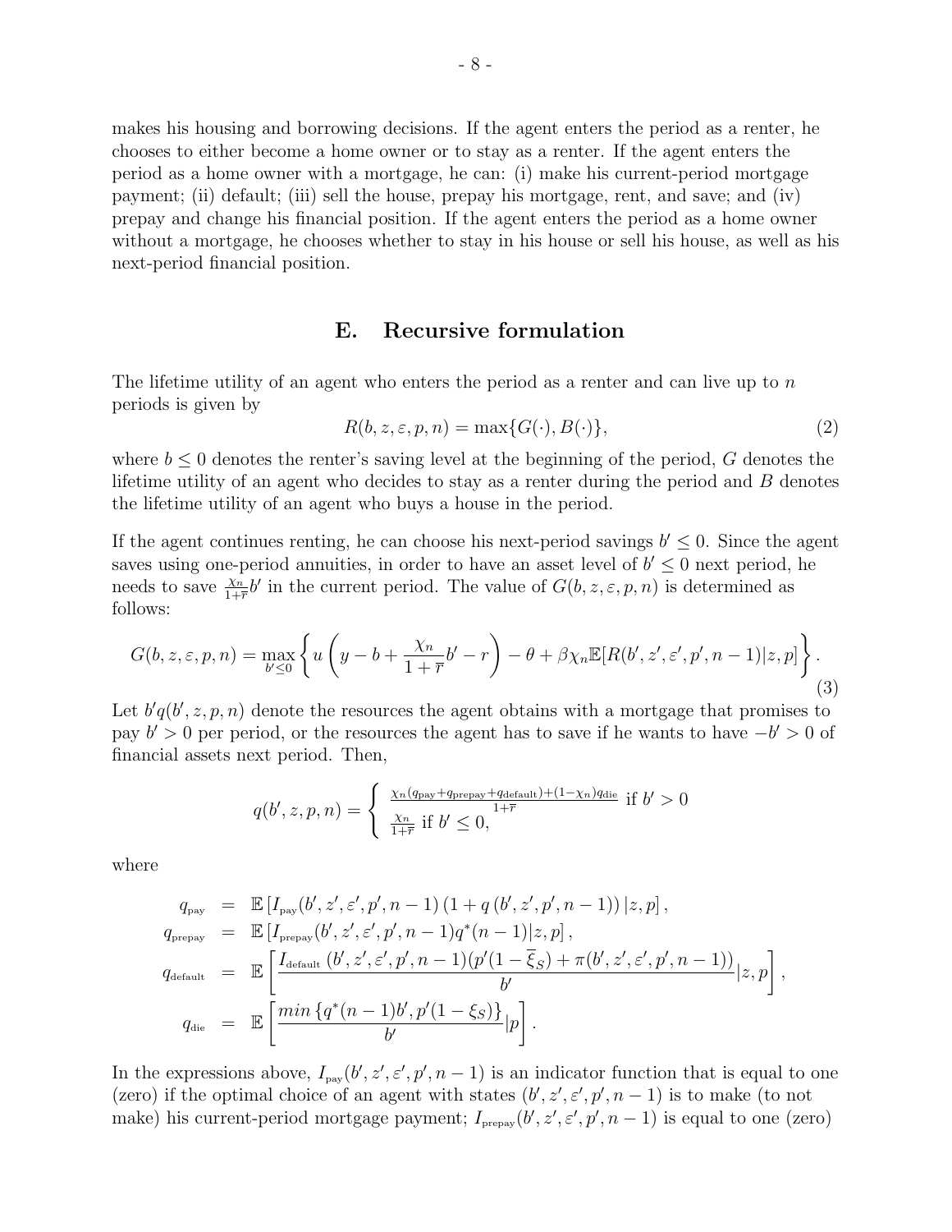makes his housing and borrowing decisions. If the agent enters the period as a renter, he chooses to either become a home owner or to stay as a renter. If the agent enters the period as a home owner with a mortgage, he can: (i) make his current-period mortgage payment; (ii) default; (iii) sell the house, prepay his mortgage, rent, and save; and (iv) prepay and change his financial position. If the agent enters the period as a home owner without a mortgage, he chooses whether to stay in his house or sell his house, as well as his next-period financial position.

## E. Recursive formulation

The lifetime utility of an agent who enters the period as a renter and can live up to $n$ periods is given by

$$R(b, z, \varepsilon, p, n) = \max\{G(\cdot), B(\cdot)\}, \tag{2}$$

where $b \leq 0$ denotes the renter's saving level at the beginning of the period, $G$ denotes the lifetime utility of an agent who decides to stay as a renter during the period and $B$ denotes the lifetime utility of an agent who buys a house in the period.

If the agent continues renting, he can choose his next-period savings $b' \leq 0$. Since the agent saves using one-period annuities, in order to have an asset level of $b' \leq 0$ next period, he needs to save $\frac{\chi_n}{1+\overline{r}}b'$ in the current period. The value of $G(b, z, \varepsilon, p, n)$ is determined as follows:

$$G(b, z, \varepsilon, p, n) = \max_{b' \leq 0} \left\{ u\left(y - b + \frac{\chi_n}{1+\overline{r}}b' - r\right) - \theta + \beta\chi_n \mathbb{E}[R(b', z', \varepsilon', p', n-1)|z, p] \right\}. \tag{3}$$

Let $b'q(b', z, p, n)$ denote the resources the agent obtains with a mortgage that promises to pay $b' > 0$ per period, or the resources the agent has to save if he wants to have $-b' > 0$ of financial assets next period. Then,

$$q(b', z, p, n) = \begin{cases} \frac{\chi_n(q_{\text{pay}} + q_{\text{prepay}} + q_{\text{default}}) + (1-\chi_n)q_{\text{die}}}{1+\overline{r}} \text{ if } b' > 0 \\ \frac{\chi_n}{1+\overline{r}} \text{ if } b' \leq 0, \end{cases}$$

where

$$\begin{aligned}
q_{\text{pay}} &= \mathbb{E}\left[I_{\text{pay}}(b', z', \varepsilon', p', n-1)\left(1 + q\left(b', z', p', n-1\right)\right)|z, p\right], \\
q_{\text{prepay}} &= \mathbb{E}\left[I_{\text{prepay}}(b', z', \varepsilon', p', n-1)q^*(n-1)|z, p\right], \\
q_{\text{default}} &= \mathbb{E}\left[\frac{I_{\text{default}}\left(b', z', \varepsilon', p', n-1\right)(p'(1-\overline{\xi}_S) + \pi(b', z', \varepsilon', p', n-1))}{b'}|z, p\right], \\
q_{\text{die}} &= \mathbb{E}\left[\frac{min\left\{q^*(n-1)b', p'(1-\xi_S)\right\}}{b'}|p\right].
\end{aligned}$$

In the expressions above, $I_{\text{pay}}(b', z', \varepsilon', p', n-1)$ is an indicator function that is equal to one (zero) if the optimal choice of an agent with states $(b', z', \varepsilon', p', n-1)$ is to make (to not make) his current-period mortgage payment; $I_{\text{prepay}}(b', z', \varepsilon', p', n-1)$ is equal to one (zero)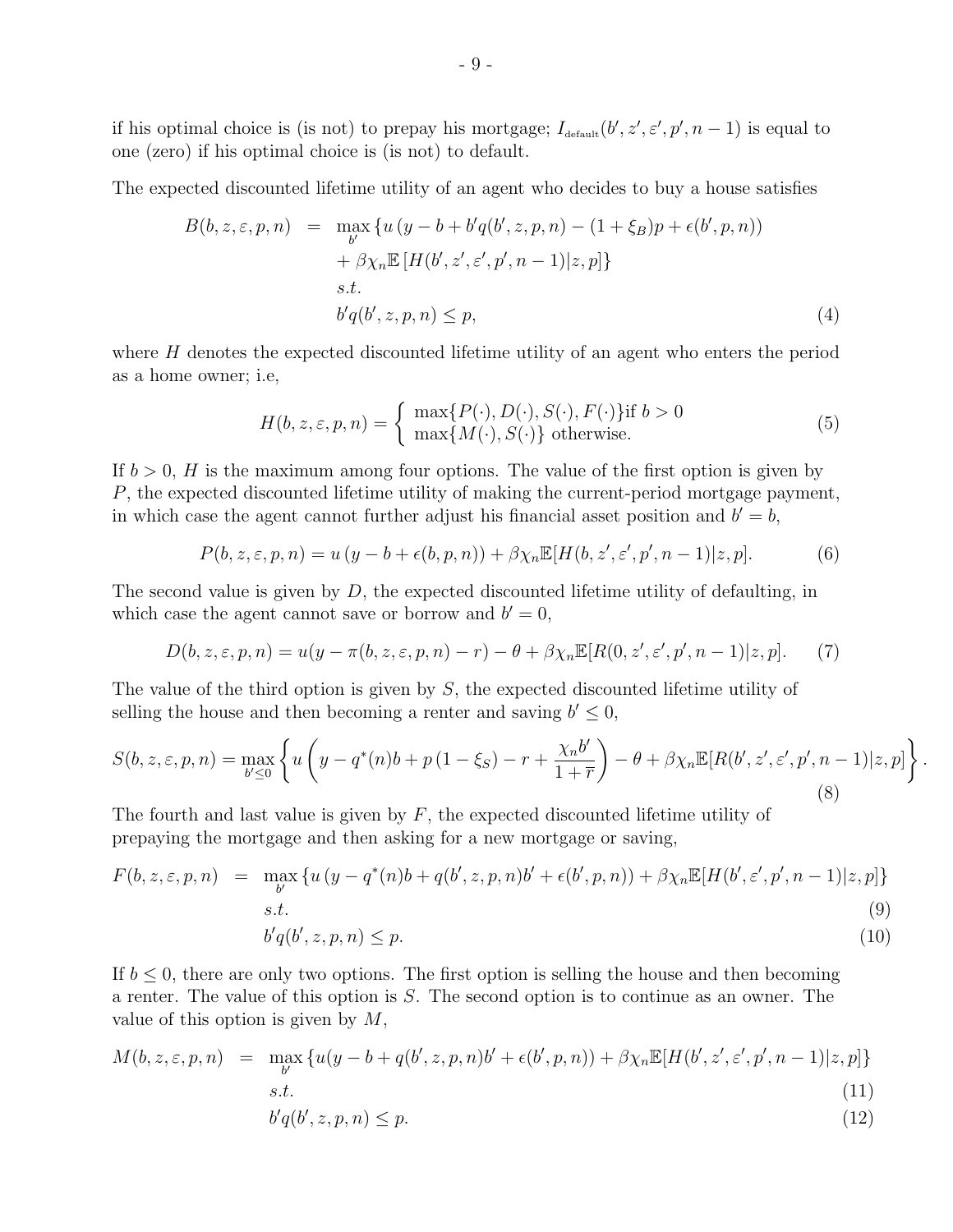if his optimal choice is (is not) to prepay his mortgage; $I_{\text{default}}(b', z', \varepsilon', p', n-1)$ is equal to one (zero) if his optimal choice is (is not) to default.

The expected discounted lifetime utility of an agent who decides to buy a house satisfies

$$
\begin{aligned}
B(b, z, \varepsilon, p, n) \;=\; & \max_{b'} \{ u\left(y - b + b' q(b', z, p, n) - (1 + \xi_B) p + \epsilon(b', p, n)\right) \\
& + \beta \chi_n \mathbb{E}\left[ H(b', z', \varepsilon', p', n-1) | z, p \right] \} \\
& s.t. \\
& b' q(b', z, p, n) \leq p,
\end{aligned} \tag{4}
$$

where $H$ denotes the expected discounted lifetime utility of an agent who enters the period as a home owner; i.e,

$$
H(b, z, \varepsilon, p, n) = \begin{cases} \max\{P(\cdot), D(\cdot), S(\cdot), F(\cdot)\} \text{if } b > 0 \\ \max\{M(\cdot), S(\cdot)\} \text{ otherwise.} \end{cases} \tag{5}
$$

If $b > 0$, $H$ is the maximum among four options. The value of the first option is given by $P$, the expected discounted lifetime utility of making the current-period mortgage payment, in which case the agent cannot further adjust his financial asset position and $b' = b$,

$$
P(b, z, \varepsilon, p, n) = u\left(y - b + \epsilon(b, p, n)\right) + \beta \chi_n \mathbb{E}[H(b, z', \varepsilon', p', n-1) | z, p]. \tag{6}
$$

The second value is given by $D$, the expected discounted lifetime utility of defaulting, in which case the agent cannot save or borrow and $b' = 0$,

$$
D(b, z, \varepsilon, p, n) = u(y - \pi(b, z, \varepsilon, p, n) - r) - \theta + \beta \chi_n \mathbb{E}[R(0, z', \varepsilon', p', n-1) | z, p]. \tag{7}
$$

The value of the third option is given by $S$, the expected discounted lifetime utility of selling the house and then becoming a renter and saving $b' \leq 0$,

$$
S(b, z, \varepsilon, p, n) = \max_{b' \leq 0} \left\{ u\left( y - q^*(n) b + p\left(1 - \xi_S\right) - r + \frac{\chi_n b'}{1 + \overline{r}} \right) - \theta + \beta \chi_n \mathbb{E}[R(b', z', \varepsilon', p', n-1) | z, p] \right\}. \tag{8}
$$

The fourth and last value is given by $F$, the expected discounted lifetime utility of prepaying the mortgage and then asking for a new mortgage or saving,

$$
\begin{aligned}
F(b, z, \varepsilon, p, n) \;=\; & \max_{b'} \{ u\left(y - q^*(n) b + q(b', z, p, n) b' + \epsilon(b', p, n)\right) + \beta \chi_n \mathbb{E}[H(b', \varepsilon', p', n-1) | z, p] \} \\
& s.t. \qquad (9) \\
& b' q(b', z, p, n) \leq p. \qquad (10)
\end{aligned}
$$

If $b \leq 0$, there are only two options. The first option is selling the house and then becoming a renter. The value of this option is $S$. The second option is to continue as an owner. The value of this option is given by $M$,

$$
\begin{aligned}
M(b, z, \varepsilon, p, n) \;=\; & \max_{b'} \{ u(y - b + q(b', z, p, n) b' + \epsilon(b', p, n)) + \beta \chi_n \mathbb{E}[H(b', z', \varepsilon', p', n-1) | z, p] \} \\
& s.t. \qquad (11) \\
& b' q(b', z, p, n) \leq p. \qquad (12)
\end{aligned}
$$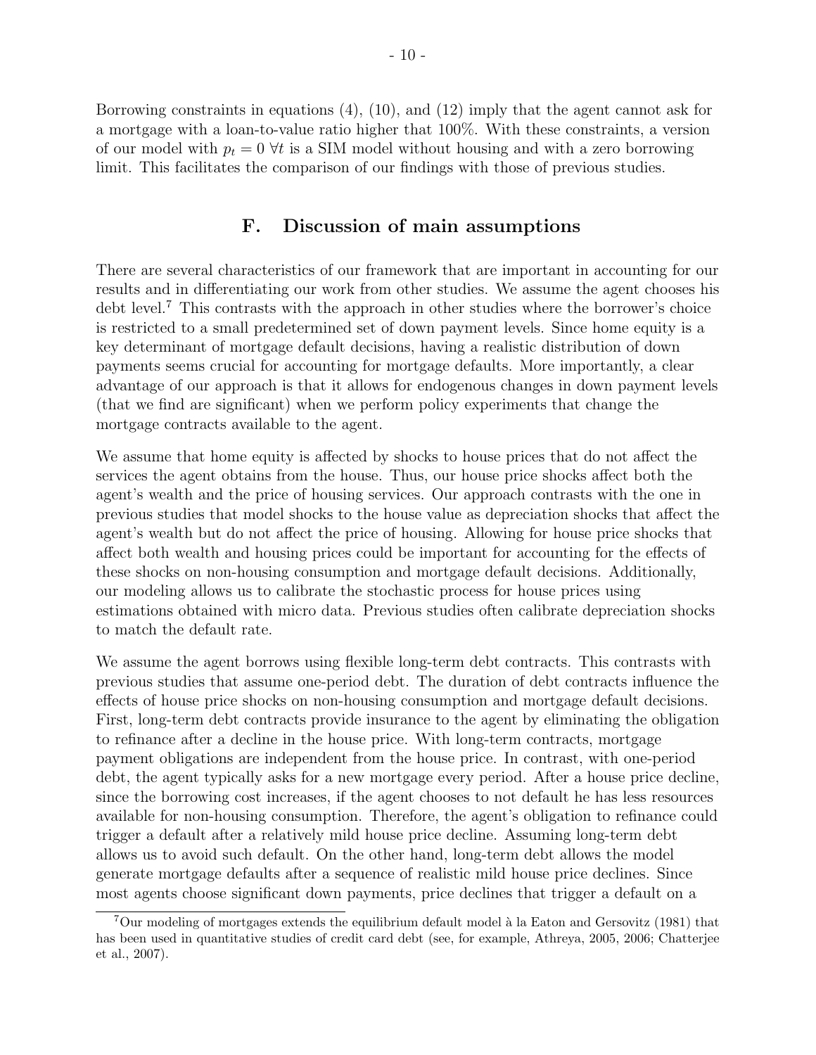Borrowing constraints in equations (4), (10), and (12) imply that the agent cannot ask for a mortgage with a loan-to-value ratio higher that 100%. With these constraints, a version of our model with $p_t = 0 \; \forall t$ is a SIM model without housing and with a zero borrowing limit. This facilitates the comparison of our findings with those of previous studies.

## F. Discussion of main assumptions

There are several characteristics of our framework that are important in accounting for our results and in differentiating our work from other studies. We assume the agent chooses his debt level.[7] This contrasts with the approach in other studies where the borrower's choice is restricted to a small predetermined set of down payment levels. Since home equity is a key determinant of mortgage default decisions, having a realistic distribution of down payments seems crucial for accounting for mortgage defaults. More importantly, a clear advantage of our approach is that it allows for endogenous changes in down payment levels (that we find are significant) when we perform policy experiments that change the mortgage contracts available to the agent.

We assume that home equity is affected by shocks to house prices that do not affect the services the agent obtains from the house. Thus, our house price shocks affect both the agent's wealth and the price of housing services. Our approach contrasts with the one in previous studies that model shocks to the house value as depreciation shocks that affect the agent's wealth but do not affect the price of housing. Allowing for house price shocks that affect both wealth and housing prices could be important for accounting for the effects of these shocks on non-housing consumption and mortgage default decisions. Additionally, our modeling allows us to calibrate the stochastic process for house prices using estimations obtained with micro data. Previous studies often calibrate depreciation shocks to match the default rate.

We assume the agent borrows using flexible long-term debt contracts. This contrasts with previous studies that assume one-period debt. The duration of debt contracts influence the effects of house price shocks on non-housing consumption and mortgage default decisions. First, long-term debt contracts provide insurance to the agent by eliminating the obligation to refinance after a decline in the house price. With long-term contracts, mortgage payment obligations are independent from the house price. In contrast, with one-period debt, the agent typically asks for a new mortgage every period. After a house price decline, since the borrowing cost increases, if the agent chooses to not default he has less resources available for non-housing consumption. Therefore, the agent's obligation to refinance could trigger a default after a relatively mild house price decline. Assuming long-term debt allows us to avoid such default. On the other hand, long-term debt allows the model generate mortgage defaults after a sequence of realistic mild house price declines. Since most agents choose significant down payments, price declines that trigger a default on a

[7] Our modeling of mortgages extends the equilibrium default model à la Eaton and Gersovitz (1981) that has been used in quantitative studies of credit card debt (see, for example, Athreya, 2005, 2006; Chatterjee et al., 2007).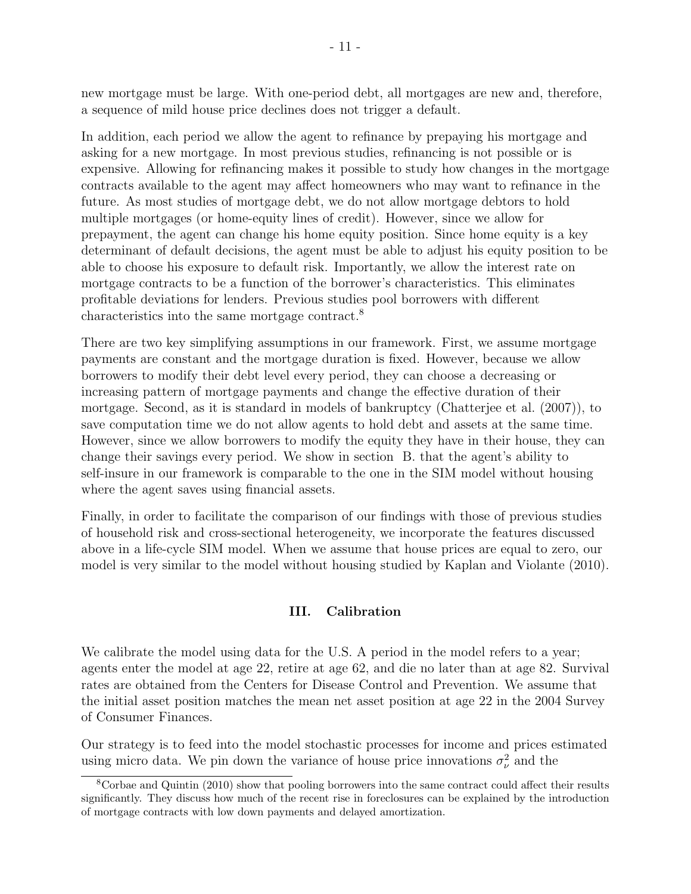new mortgage must be large. With one-period debt, all mortgages are new and, therefore, a sequence of mild house price declines does not trigger a default.

In addition, each period we allow the agent to refinance by prepaying his mortgage and asking for a new mortgage. In most previous studies, refinancing is not possible or is expensive. Allowing for refinancing makes it possible to study how changes in the mortgage contracts available to the agent may affect homeowners who may want to refinance in the future. As most studies of mortgage debt, we do not allow mortgage debtors to hold multiple mortgages (or home-equity lines of credit). However, since we allow for prepayment, the agent can change his home equity position. Since home equity is a key determinant of default decisions, the agent must be able to adjust his equity position to be able to choose his exposure to default risk. Importantly, we allow the interest rate on mortgage contracts to be a function of the borrower's characteristics. This eliminates profitable deviations for lenders. Previous studies pool borrowers with different characteristics into the same mortgage contract.[8]

There are two key simplifying assumptions in our framework. First, we assume mortgage payments are constant and the mortgage duration is fixed. However, because we allow borrowers to modify their debt level every period, they can choose a decreasing or increasing pattern of mortgage payments and change the effective duration of their mortgage. Second, as it is standard in models of bankruptcy (Chatterjee et al. (2007)), to save computation time we do not allow agents to hold debt and assets at the same time. However, since we allow borrowers to modify the equity they have in their house, they can change their savings every period. We show in section B. that the agent's ability to self-insure in our framework is comparable to the one in the SIM model without housing where the agent saves using financial assets.

Finally, in order to facilitate the comparison of our findings with those of previous studies of household risk and cross-sectional heterogeneity, we incorporate the features discussed above in a life-cycle SIM model. When we assume that house prices are equal to zero, our model is very similar to the model without housing studied by Kaplan and Violante (2010).

## III. Calibration

We calibrate the model using data for the U.S. A period in the model refers to a year; agents enter the model at age 22, retire at age 62, and die no later than at age 82. Survival rates are obtained from the Centers for Disease Control and Prevention. We assume that the initial asset position matches the mean net asset position at age 22 in the 2004 Survey of Consumer Finances.

Our strategy is to feed into the model stochastic processes for income and prices estimated using micro data. We pin down the variance of house price innovations $\sigma_\nu^2$ and the

[8] Corbae and Quintin (2010) show that pooling borrowers into the same contract could affect their results significantly. They discuss how much of the recent rise in foreclosures can be explained by the introduction of mortgage contracts with low down payments and delayed amortization.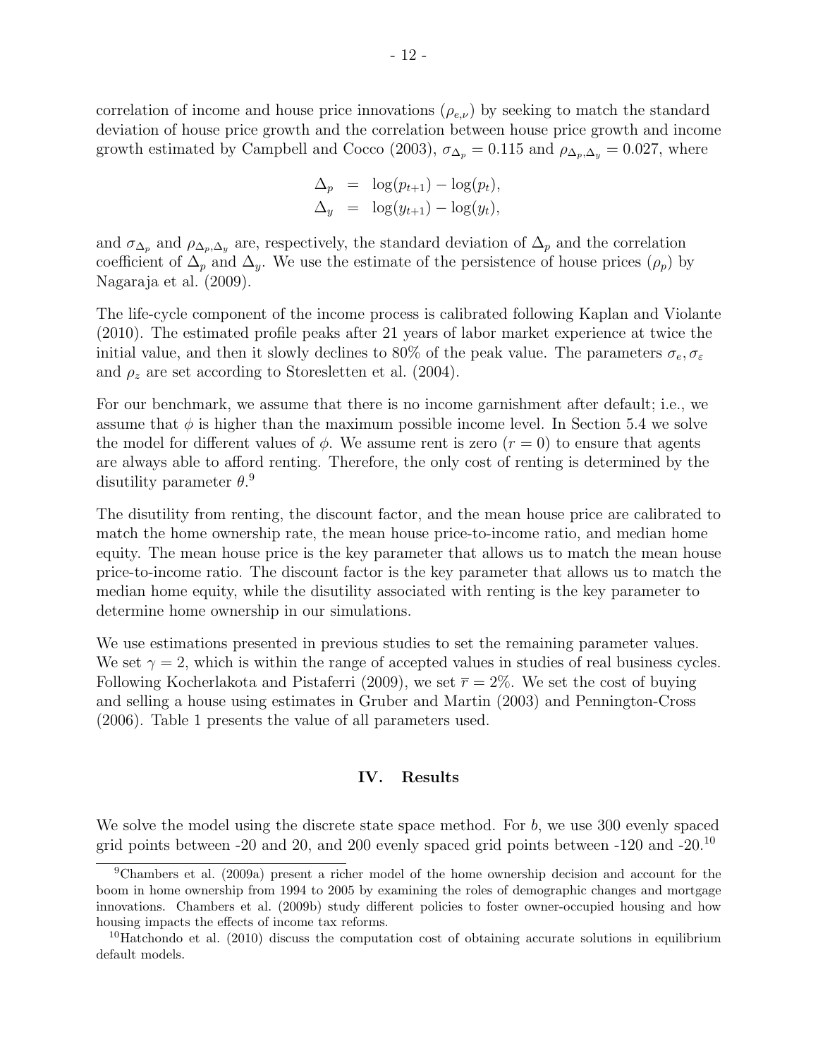correlation of income and house price innovations ($\rho_{e,\nu}$) by seeking to match the standard deviation of house price growth and the correlation between house price growth and income growth estimated by Campbell and Cocco (2003), $\sigma_{\Delta_p} = 0.115$ and $\rho_{\Delta_p,\Delta_y} = 0.027$, where

$$
\begin{aligned}
\Delta_p &= \log(p_{t+1}) - \log(p_t), \\
\Delta_y &= \log(y_{t+1}) - \log(y_t),
\end{aligned}
$$

and $\sigma_{\Delta_p}$ and $\rho_{\Delta_p,\Delta_y}$ are, respectively, the standard deviation of $\Delta_p$ and the correlation coefficient of $\Delta_p$ and $\Delta_y$. We use the estimate of the persistence of house prices ($\rho_p$) by Nagaraja et al. (2009).

The life-cycle component of the income process is calibrated following Kaplan and Violante (2010). The estimated profile peaks after 21 years of labor market experience at twice the initial value, and then it slowly declines to 80% of the peak value. The parameters $\sigma_e, \sigma_\varepsilon$ and $\rho_z$ are set according to Storesletten et al. (2004).

For our benchmark, we assume that there is no income garnishment after default; i.e., we assume that $\phi$ is higher than the maximum possible income level. In Section 5.4 we solve the model for different values of $\phi$. We assume rent is zero ($r = 0$) to ensure that agents are always able to afford renting. Therefore, the only cost of renting is determined by the disutility parameter $\theta$.[9]

The disutility from renting, the discount factor, and the mean house price are calibrated to match the home ownership rate, the mean house price-to-income ratio, and median home equity. The mean house price is the key parameter that allows us to match the mean house price-to-income ratio. The discount factor is the key parameter that allows us to match the median home equity, while the disutility associated with renting is the key parameter to determine home ownership in our simulations.

We use estimations presented in previous studies to set the remaining parameter values. We set $\gamma = 2$, which is within the range of accepted values in studies of real business cycles. Following Kocherlakota and Pistaferri (2009), we set $\overline{r} = 2\%$. We set the cost of buying and selling a house using estimates in Gruber and Martin (2003) and Pennington-Cross (2006). Table 1 presents the value of all parameters used.

## IV. Results

We solve the model using the discrete state space method. For $b$, we use 300 evenly spaced grid points between -20 and 20, and 200 evenly spaced grid points between -120 and -20.[10]

---

[9] Chambers et al. (2009a) present a richer model of the home ownership decision and account for the boom in home ownership from 1994 to 2005 by examining the roles of demographic changes and mortgage innovations. Chambers et al. (2009b) study different policies to foster owner-occupied housing and how housing impacts the effects of income tax reforms.

[10] Hatchondo et al. (2010) discuss the computation cost of obtaining accurate solutions in equilibrium default models.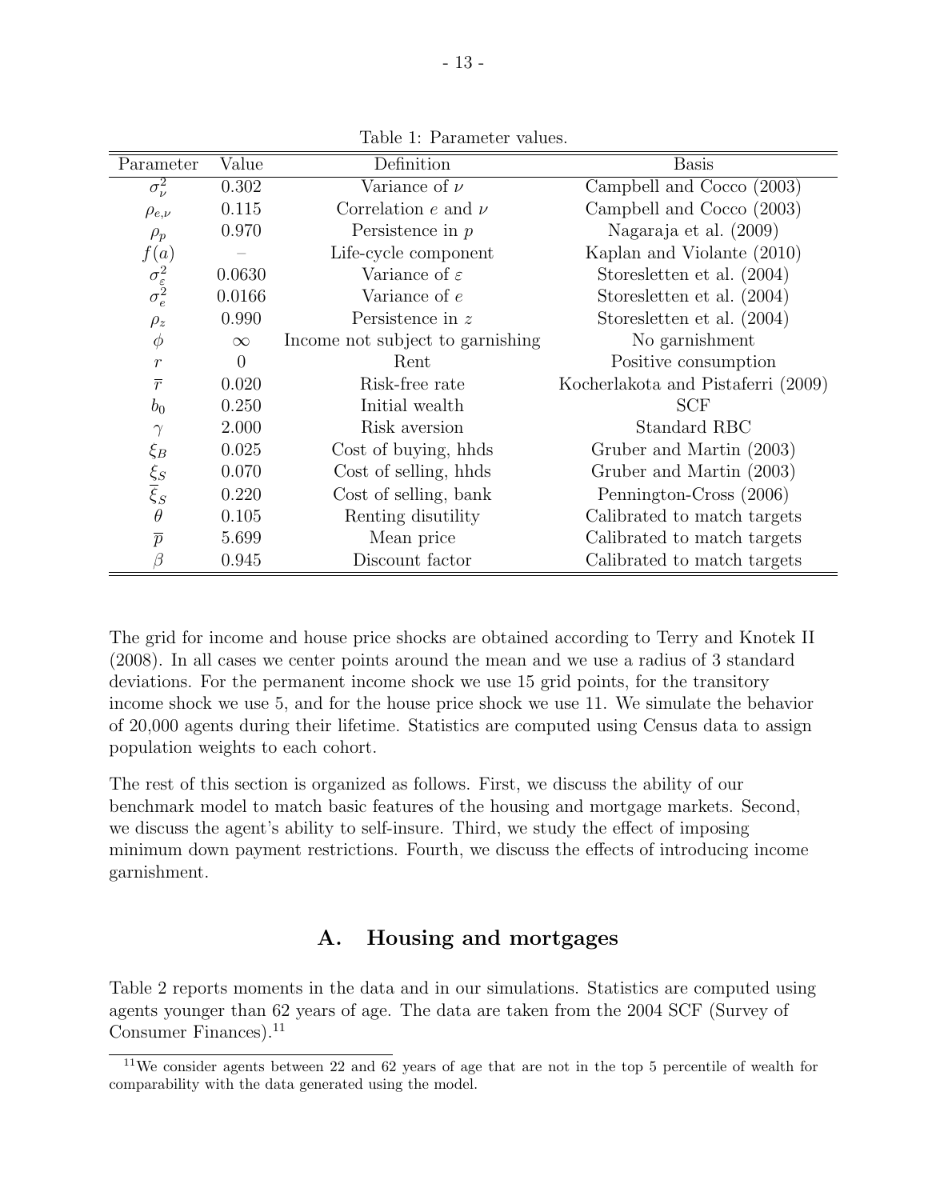Table 1: Parameter values.

| Parameter | Value | Definition | Basis |
|---|---|---|---|
| $\sigma_\nu^2$ | 0.302 | Variance of $\nu$ | Campbell and Cocco (2003) |
| $\rho_{e,\nu}$ | 0.115 | Correlation $e$ and $\nu$ | Campbell and Cocco (2003) |
| $\rho_p$ | 0.970 | Persistence in $p$ | Nagaraja et al. (2009) |
| $f(a)$ | – | Life-cycle component | Kaplan and Violante (2010) |
| $\sigma_\varepsilon^2$ | 0.0630 | Variance of $\varepsilon$ | Storesletten et al. (2004) |
| $\sigma_e^2$ | 0.0166 | Variance of $e$ | Storesletten et al. (2004) |
| $\rho_z$ | 0.990 | Persistence in $z$ | Storesletten et al. (2004) |
| $\phi$ | $\infty$ | Income not subject to garnishing | No garnishment |
| $r$ | 0 | Rent | Positive consumption |
| $\overline{r}$ | 0.020 | Risk-free rate | Kocherlakota and Pistaferri (2009) |
| $b_0$ | 0.250 | Initial wealth | SCF |
| $\gamma$ | 2.000 | Risk aversion | Standard RBC |
| $\xi_B$ | 0.025 | Cost of buying, hhds | Gruber and Martin (2003) |
| $\xi_S$ | 0.070 | Cost of selling, hhds | Gruber and Martin (2003) |
| $\overline{\xi}_S$ | 0.220 | Cost of selling, bank | Pennington-Cross (2006) |
| $\theta$ | 0.105 | Renting disutility | Calibrated to match targets |
| $\overline{p}$ | 5.699 | Mean price | Calibrated to match targets |
| $\beta$ | 0.945 | Discount factor | Calibrated to match targets |

The grid for income and house price shocks are obtained according to Terry and Knotek II (2008). In all cases we center points around the mean and we use a radius of 3 standard deviations. For the permanent income shock we use 15 grid points, for the transitory income shock we use 5, and for the house price shock we use 11. We simulate the behavior of 20,000 agents during their lifetime. Statistics are computed using Census data to assign population weights to each cohort.

The rest of this section is organized as follows. First, we discuss the ability of our benchmark model to match basic features of the housing and mortgage markets. Second, we discuss the agent's ability to self-insure. Third, we study the effect of imposing minimum down payment restrictions. Fourth, we discuss the effects of introducing income garnishment.

## A. Housing and mortgages

Table 2 reports moments in the data and in our simulations. Statistics are computed using agents younger than 62 years of age. The data are taken from the 2004 SCF (Survey of Consumer Finances).[11]

[11] We consider agents between 22 and 62 years of age that are not in the top 5 percentile of wealth for comparability with the data generated using the model.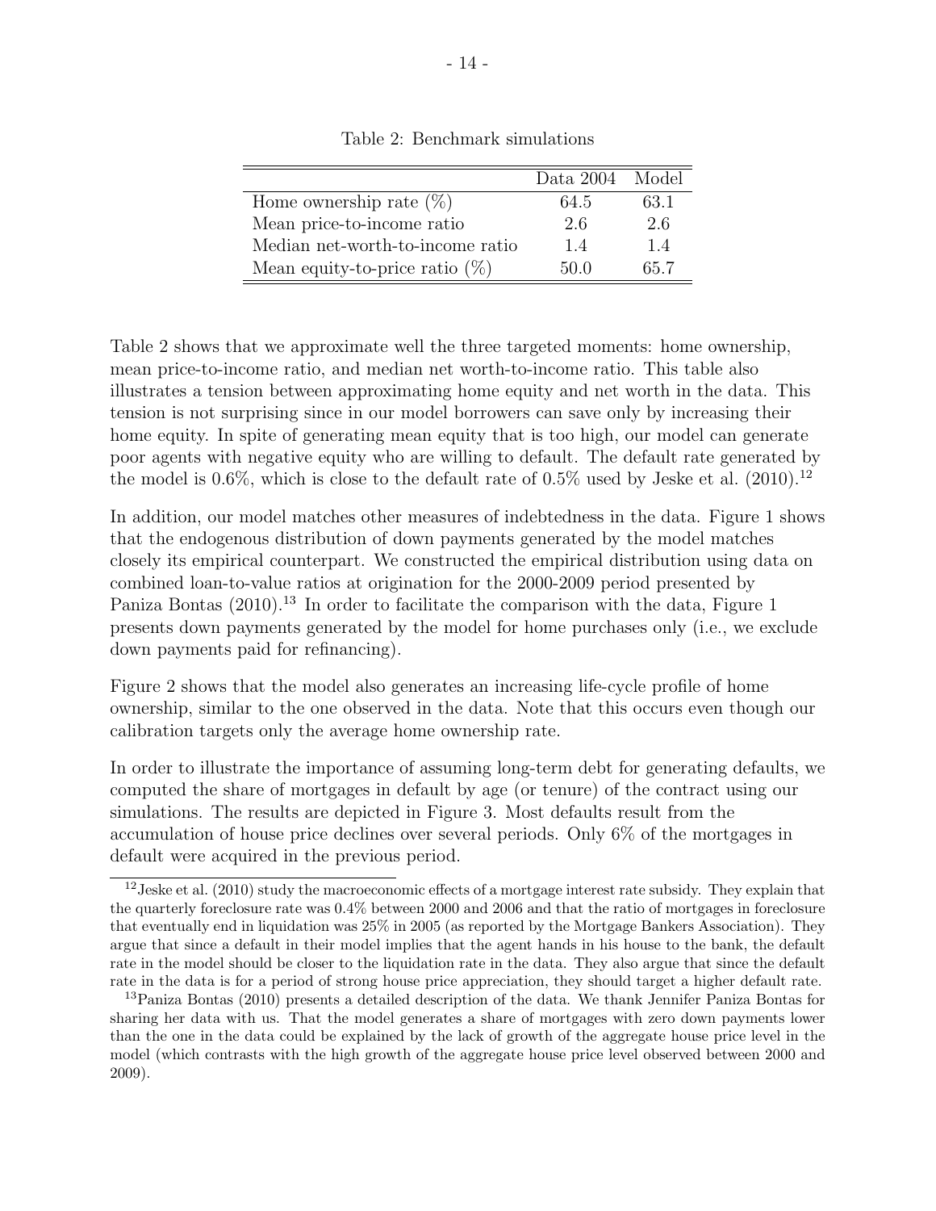Table 2: Benchmark simulations

| | Data 2004 | Model |
|---|---|---|
| Home ownership rate (%) | 64.5 | 63.1 |
| Mean price-to-income ratio | 2.6 | 2.6 |
| Median net-worth-to-income ratio | 1.4 | 1.4 |
| Mean equity-to-price ratio (%) | 50.0 | 65.7 |

Table 2 shows that we approximate well the three targeted moments: home ownership, mean price-to-income ratio, and median net worth-to-income ratio. This table also illustrates a tension between approximating home equity and net worth in the data. This tension is not surprising since in our model borrowers can save only by increasing their home equity. In spite of generating mean equity that is too high, our model can generate poor agents with negative equity who are willing to default. The default rate generated by the model is 0.6%, which is close to the default rate of 0.5% used by Jeske et al. (2010).[12]

In addition, our model matches other measures of indebtedness in the data. Figure 1 shows that the endogenous distribution of down payments generated by the model matches closely its empirical counterpart. We constructed the empirical distribution using data on combined loan-to-value ratios at origination for the 2000-2009 period presented by Paniza Bontas (2010).[13] In order to facilitate the comparison with the data, Figure 1 presents down payments generated by the model for home purchases only (i.e., we exclude down payments paid for refinancing).

Figure 2 shows that the model also generates an increasing life-cycle profile of home ownership, similar to the one observed in the data. Note that this occurs even though our calibration targets only the average home ownership rate.

In order to illustrate the importance of assuming long-term debt for generating defaults, we computed the share of mortgages in default by age (or tenure) of the contract using our simulations. The results are depicted in Figure 3. Most defaults result from the accumulation of house price declines over several periods. Only 6% of the mortgages in default were acquired in the previous period.

[12] Jeske et al. (2010) study the macroeconomic effects of a mortgage interest rate subsidy. They explain that the quarterly foreclosure rate was 0.4% between 2000 and 2006 and that the ratio of mortgages in foreclosure that eventually end in liquidation was 25% in 2005 (as reported by the Mortgage Bankers Association). They argue that since a default in their model implies that the agent hands in his house to the bank, the default rate in the model should be closer to the liquidation rate in the data. They also argue that since the default rate in the data is for a period of strong house price appreciation, they should target a higher default rate.

[13] Paniza Bontas (2010) presents a detailed description of the data. We thank Jennifer Paniza Bontas for sharing her data with us. That the model generates a share of mortgages with zero down payments lower than the one in the data could be explained by the lack of growth of the aggregate house price level in the model (which contrasts with the high growth of the aggregate house price level observed between 2000 and 2009).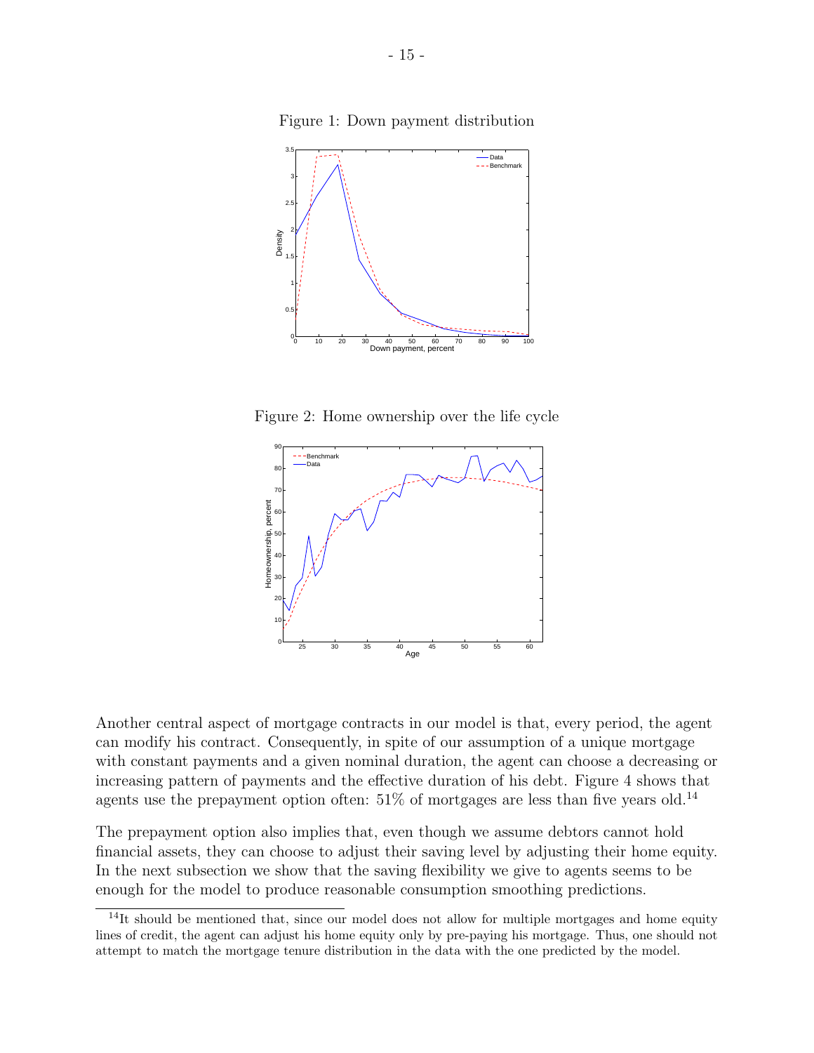Figure 1: Down payment distribution

Figure 2: Home ownership over the life cycle

Another central aspect of mortgage contracts in our model is that, every period, the agent can modify his contract. Consequently, in spite of our assumption of a unique mortgage with constant payments and a given nominal duration, the agent can choose a decreasing or increasing pattern of payments and the effective duration of his debt. Figure 4 shows that agents use the prepayment option often: 51% of mortgages are less than five years old.[14]

The prepayment option also implies that, even though we assume debtors cannot hold financial assets, they can choose to adjust their saving level by adjusting their home equity. In the next subsection we show that the saving flexibility we give to agents seems to be enough for the model to produce reasonable consumption smoothing predictions.

[14]It should be mentioned that, since our model does not allow for multiple mortgages and home equity lines of credit, the agent can adjust his home equity only by pre-paying his mortgage. Thus, one should not attempt to match the mortgage tenure distribution in the data with the one predicted by the model.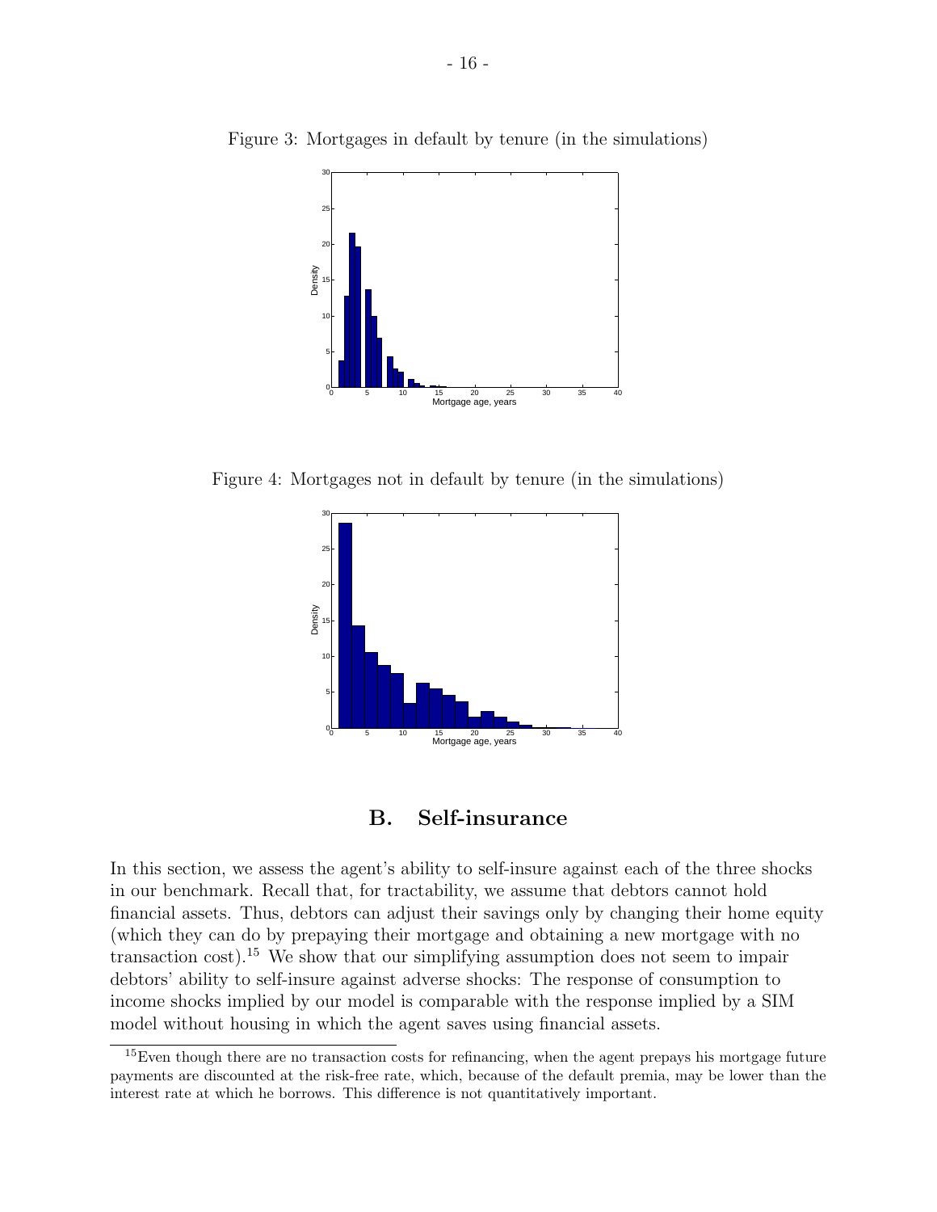Figure 3: Mortgages in default by tenure (in the simulations)

Figure 4: Mortgages not in default by tenure (in the simulations)

## B. Self-insurance

In this section, we assess the agent's ability to self-insure against each of the three shocks in our benchmark. Recall that, for tractability, we assume that debtors cannot hold financial assets. Thus, debtors can adjust their savings only by changing their home equity (which they can do by prepaying their mortgage and obtaining a new mortgage with no transaction cost).[15] We show that our simplifying assumption does not seem to impair debtors' ability to self-insure against adverse shocks: The response of consumption to income shocks implied by our model is comparable with the response implied by a SIM model without housing in which the agent saves using financial assets.

[15] Even though there are no transaction costs for refinancing, when the agent prepays his mortgage future payments are discounted at the risk-free rate, which, because of the default premia, may be lower than the interest rate at which he borrows. This difference is not quantitatively important.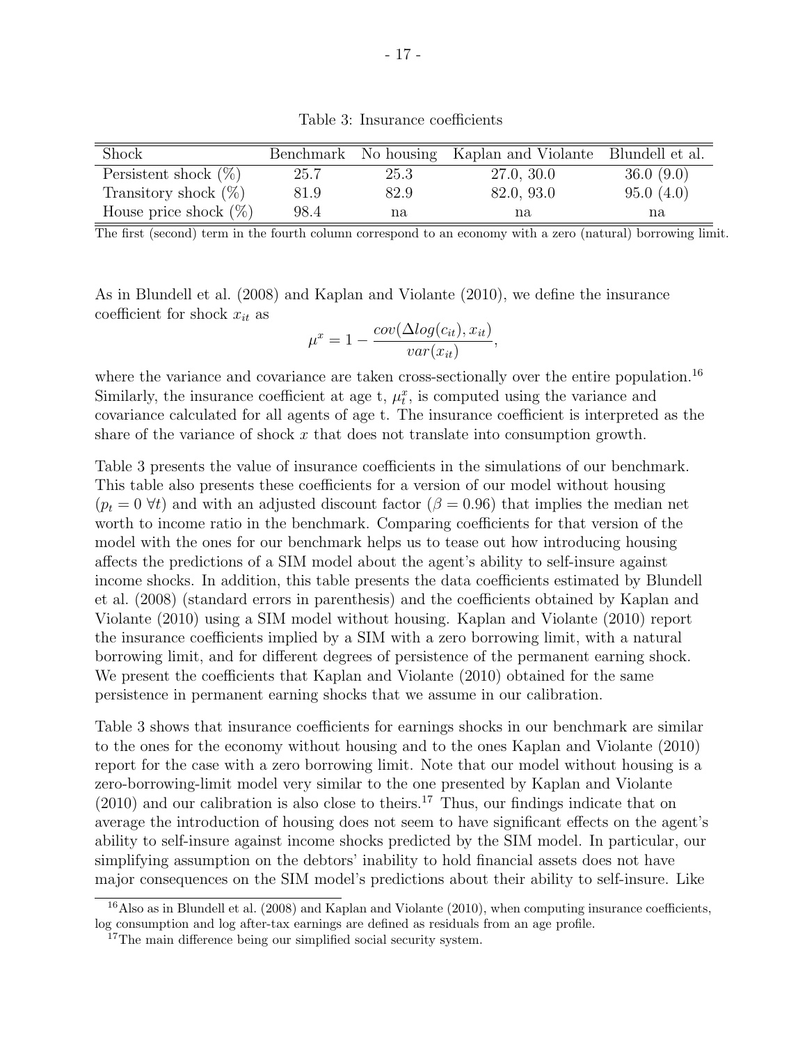Table 3: Insurance coefficients

| Shock | Benchmark | No housing | Kaplan and Violante | Blundell et al. |
|---|---|---|---|---|
| Persistent shock (%) | 25.7 | 25.3 | 27.0, 30.0 | 36.0 (9.0) |
| Transitory shock (%) | 81.9 | 82.9 | 82.0, 93.0 | 95.0 (4.0) |
| House price shock (%) | 98.4 | na | na | na |

The first (second) term in the fourth column correspond to an economy with a zero (natural) borrowing limit.

As in Blundell et al. (2008) and Kaplan and Violante (2010), we define the insurance coefficient for shock $x_{it}$ as

$$\mu^x = 1 - \frac{cov(\Delta log(c_{it}), x_{it})}{var(x_{it})},$$

where the variance and covariance are taken cross-sectionally over the entire population.[16] Similarly, the insurance coefficient at age t, $\mu_t^x$, is computed using the variance and covariance calculated for all agents of age t. The insurance coefficient is interpreted as the share of the variance of shock $x$ that does not translate into consumption growth.

Table 3 presents the value of insurance coefficients in the simulations of our benchmark. This table also presents these coefficients for a version of our model without housing ($p_t = 0 \ \forall t$) and with an adjusted discount factor ($\beta = 0.96$) that implies the median net worth to income ratio in the benchmark. Comparing coefficients for that version of the model with the ones for our benchmark helps us to tease out how introducing housing affects the predictions of a SIM model about the agent's ability to self-insure against income shocks. In addition, this table presents the data coefficients estimated by Blundell et al. (2008) (standard errors in parenthesis) and the coefficients obtained by Kaplan and Violante (2010) using a SIM model without housing. Kaplan and Violante (2010) report the insurance coefficients implied by a SIM with a zero borrowing limit, with a natural borrowing limit, and for different degrees of persistence of the permanent earning shock. We present the coefficients that Kaplan and Violante (2010) obtained for the same persistence in permanent earning shocks that we assume in our calibration.

Table 3 shows that insurance coefficients for earnings shocks in our benchmark are similar to the ones for the economy without housing and to the ones Kaplan and Violante (2010) report for the case with a zero borrowing limit. Note that our model without housing is a zero-borrowing-limit model very similar to the one presented by Kaplan and Violante (2010) and our calibration is also close to theirs.[17] Thus, our findings indicate that on average the introduction of housing does not seem to have significant effects on the agent's ability to self-insure against income shocks predicted by the SIM model. In particular, our simplifying assumption on the debtors' inability to hold financial assets does not have major consequences on the SIM model's predictions about their ability to self-insure. Like

[16] Also as in Blundell et al. (2008) and Kaplan and Violante (2010), when computing insurance coefficients, log consumption and log after-tax earnings are defined as residuals from an age profile.

[17] The main difference being our simplified social security system.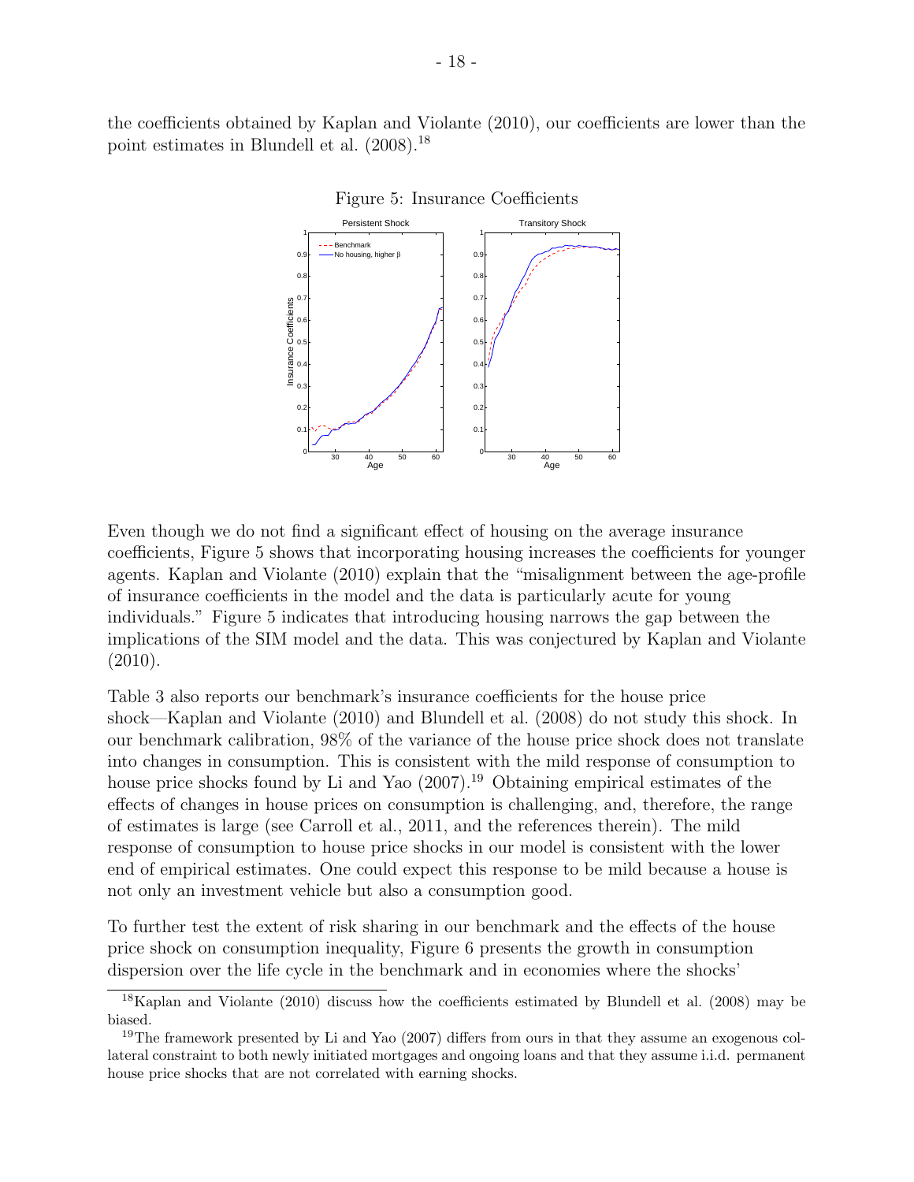the coefficients obtained by Kaplan and Violante (2010), our coefficients are lower than the point estimates in Blundell et al. (2008).[18]

Figure 5: Insurance Coefficients

Even though we do not find a significant effect of housing on the average insurance coefficients, Figure 5 shows that incorporating housing increases the coefficients for younger agents. Kaplan and Violante (2010) explain that the "misalignment between the age-profile of insurance coefficients in the model and the data is particularly acute for young individuals." Figure 5 indicates that introducing housing narrows the gap between the implications of the SIM model and the data. This was conjectured by Kaplan and Violante (2010).

Table 3 also reports our benchmark's insurance coefficients for the house price shock—Kaplan and Violante (2010) and Blundell et al. (2008) do not study this shock. In our benchmark calibration, 98% of the variance of the house price shock does not translate into changes in consumption. This is consistent with the mild response of consumption to house price shocks found by Li and Yao (2007).[19] Obtaining empirical estimates of the effects of changes in house prices on consumption is challenging, and, therefore, the range of estimates is large (see Carroll et al., 2011, and the references therein). The mild response of consumption to house price shocks in our model is consistent with the lower end of empirical estimates. One could expect this response to be mild because a house is not only an investment vehicle but also a consumption good.

To further test the extent of risk sharing in our benchmark and the effects of the house price shock on consumption inequality, Figure 6 presents the growth in consumption dispersion over the life cycle in the benchmark and in economies where the shocks'

[18] Kaplan and Violante (2010) discuss how the coefficients estimated by Blundell et al. (2008) may be biased.

[19] The framework presented by Li and Yao (2007) differs from ours in that they assume an exogenous collateral constraint to both newly initiated mortgages and ongoing loans and that they assume i.i.d. permanent house price shocks that are not correlated with earning shocks.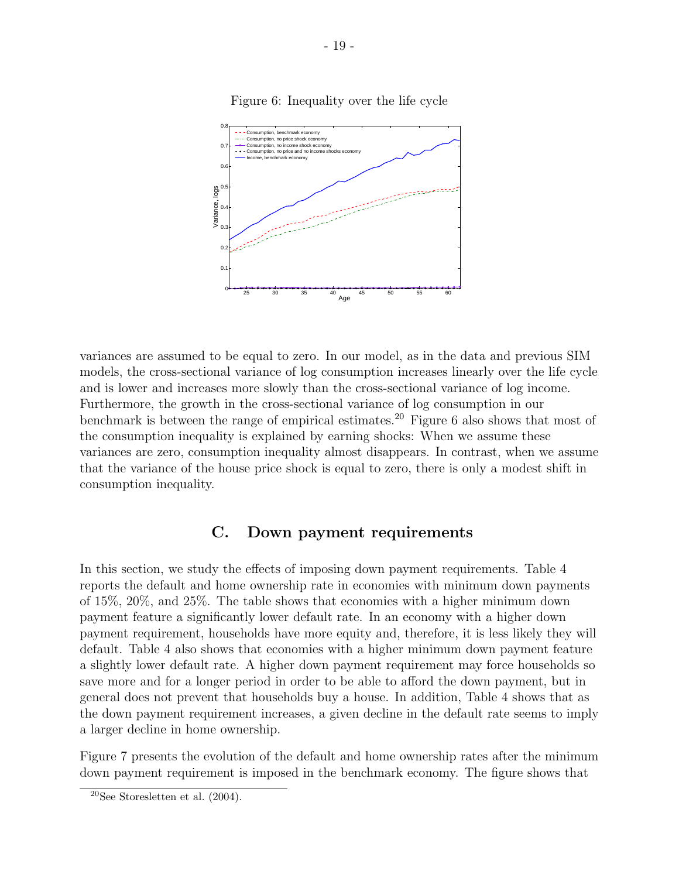Figure 6: Inequality over the life cycle

variances are assumed to be equal to zero. In our model, as in the data and previous SIM models, the cross-sectional variance of log consumption increases linearly over the life cycle and is lower and increases more slowly than the cross-sectional variance of log income. Furthermore, the growth in the cross-sectional variance of log consumption in our benchmark is between the range of empirical estimates.[20] Figure 6 also shows that most of the consumption inequality is explained by earning shocks: When we assume these variances are zero, consumption inequality almost disappears. In contrast, when we assume that the variance of the house price shock is equal to zero, there is only a modest shift in consumption inequality.

## C. Down payment requirements

In this section, we study the effects of imposing down payment requirements. Table 4 reports the default and home ownership rate in economies with minimum down payments of 15%, 20%, and 25%. The table shows that economies with a higher minimum down payment feature a significantly lower default rate. In an economy with a higher down payment requirement, households have more equity and, therefore, it is less likely they will default. Table 4 also shows that economies with a higher minimum down payment feature a slightly lower default rate. A higher down payment requirement may force households so save more and for a longer period in order to be able to afford the down payment, but in general does not prevent that households buy a house. In addition, Table 4 shows that as the down payment requirement increases, a given decline in the default rate seems to imply a larger decline in home ownership.

Figure 7 presents the evolution of the default and home ownership rates after the minimum down payment requirement is imposed in the benchmark economy. The figure shows that

[20] See Storesletten et al. (2004).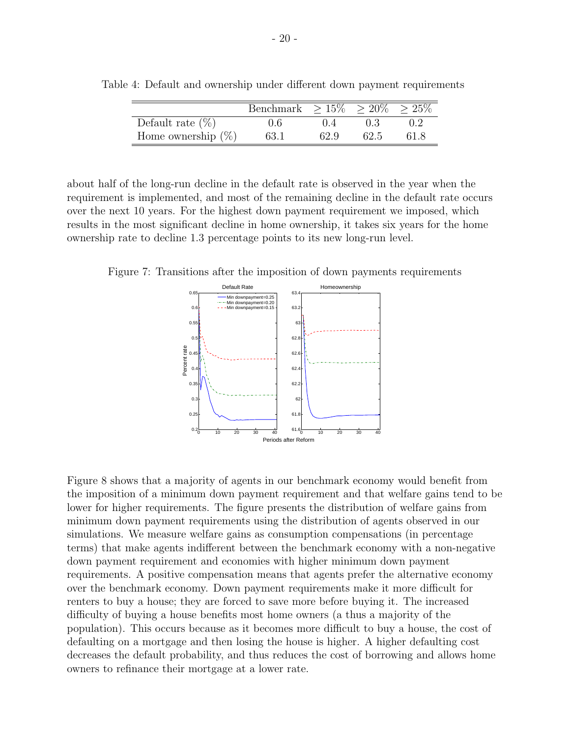Table 4: Default and ownership under different down payment requirements

| | Benchmark | $\geq 15\%$ | $\geq 20\%$ | $\geq 25\%$ |
|---|---|---|---|---|
| Default rate (%) | 0.6 | 0.4 | 0.3 | 0.2 |
| Home ownership (%) | 63.1 | 62.9 | 62.5 | 61.8 |

about half of the long-run decline in the default rate is observed in the year when the requirement is implemented, and most of the remaining decline in the default rate occurs over the next 10 years. For the highest down payment requirement we imposed, which results in the most significant decline in home ownership, it takes six years for the home ownership rate to decline 1.3 percentage points to its new long-run level.

Figure 7: Transitions after the imposition of down payments requirements

Figure 8 shows that a majority of agents in our benchmark economy would benefit from the imposition of a minimum down payment requirement and that welfare gains tend to be lower for higher requirements. The figure presents the distribution of welfare gains from minimum down payment requirements using the distribution of agents observed in our simulations. We measure welfare gains as consumption compensations (in percentage terms) that make agents indifferent between the benchmark economy with a non-negative down payment requirement and economies with higher minimum down payment requirements. A positive compensation means that agents prefer the alternative economy over the benchmark economy. Down payment requirements make it more difficult for renters to buy a house; they are forced to save more before buying it. The increased difficulty of buying a house benefits most home owners (a thus a majority of the population). This occurs because as it becomes more difficult to buy a house, the cost of defaulting on a mortgage and then losing the house is higher. A higher defaulting cost decreases the default probability, and thus reduces the cost of borrowing and allows home owners to refinance their mortgage at a lower rate.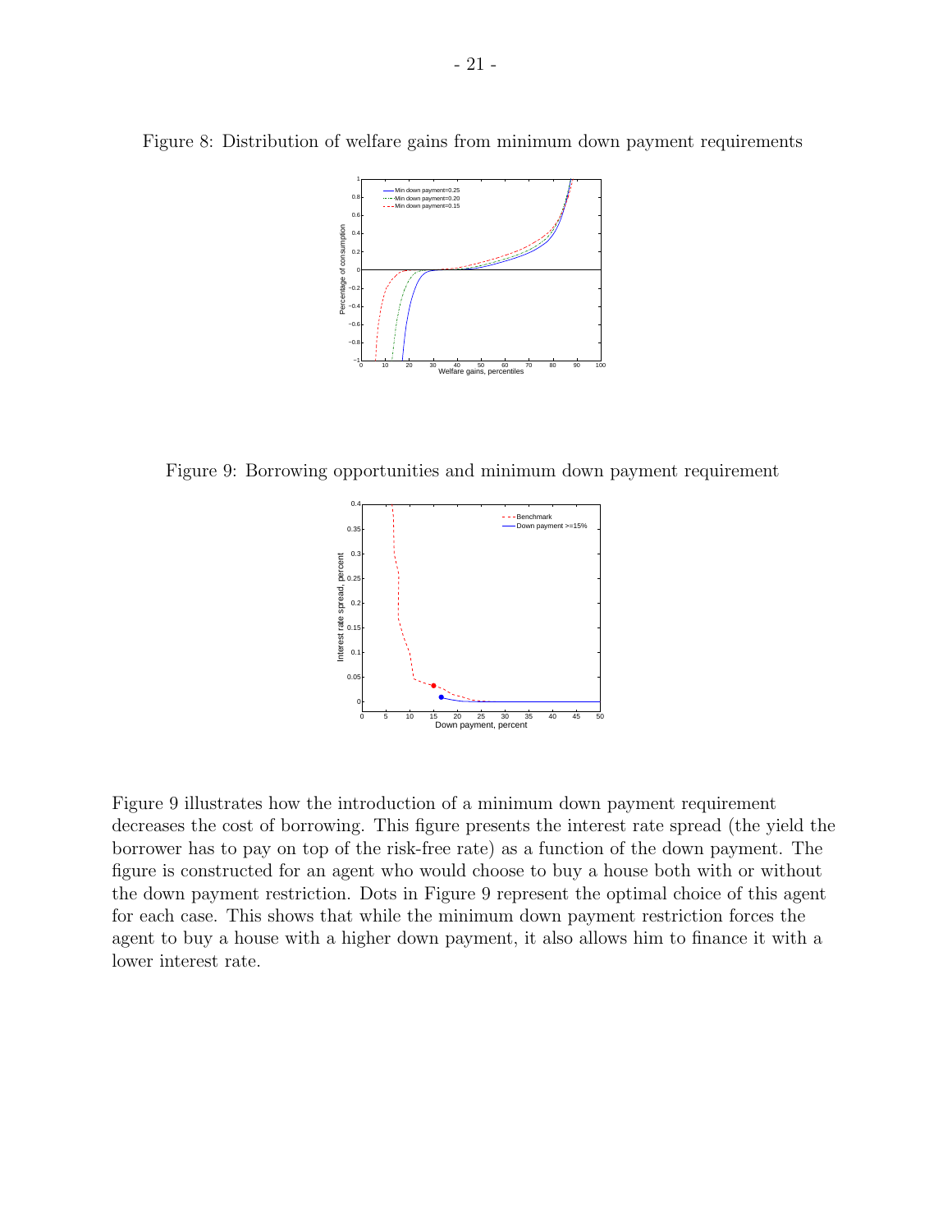Figure 8: Distribution of welfare gains from minimum down payment requirements

Figure 9: Borrowing opportunities and minimum down payment requirement

Figure 9 illustrates how the introduction of a minimum down payment requirement decreases the cost of borrowing. This figure presents the interest rate spread (the yield the borrower has to pay on top of the risk-free rate) as a function of the down payment. The figure is constructed for an agent who would choose to buy a house both with or without the down payment restriction. Dots in Figure 9 represent the optimal choice of this agent for each case. This shows that while the minimum down payment restriction forces the agent to buy a house with a higher down payment, it also allows him to finance it with a lower interest rate.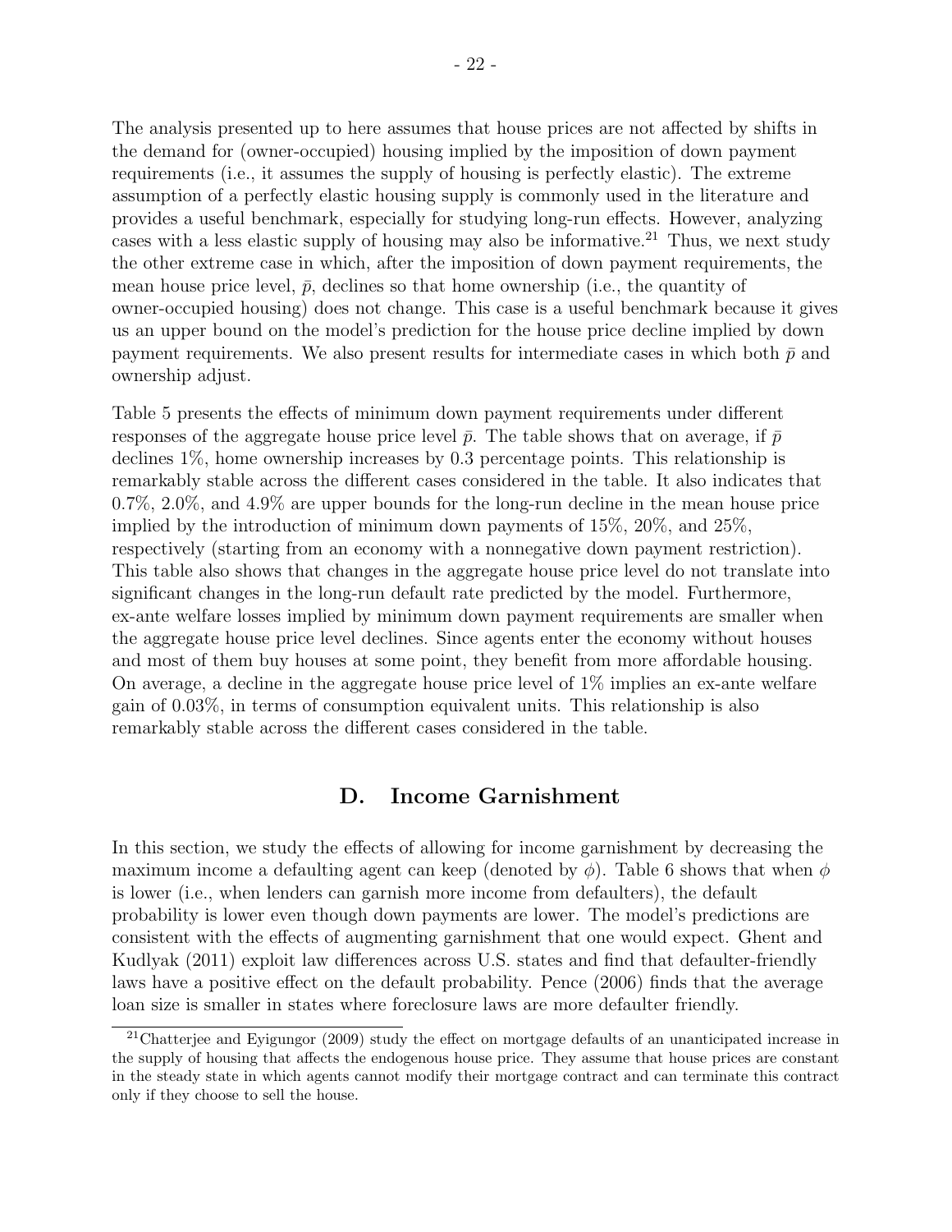The analysis presented up to here assumes that house prices are not affected by shifts in the demand for (owner-occupied) housing implied by the imposition of down payment requirements (i.e., it assumes the supply of housing is perfectly elastic). The extreme assumption of a perfectly elastic housing supply is commonly used in the literature and provides a useful benchmark, especially for studying long-run effects. However, analyzing cases with a less elastic supply of housing may also be informative.[21] Thus, we next study the other extreme case in which, after the imposition of down payment requirements, the mean house price level, $\bar{p}$, declines so that home ownership (i.e., the quantity of owner-occupied housing) does not change. This case is a useful benchmark because it gives us an upper bound on the model's prediction for the house price decline implied by down payment requirements. We also present results for intermediate cases in which both $\bar{p}$ and ownership adjust.

Table 5 presents the effects of minimum down payment requirements under different responses of the aggregate house price level $\bar{p}$. The table shows that on average, if $\bar{p}$ declines 1%, home ownership increases by 0.3 percentage points. This relationship is remarkably stable across the different cases considered in the table. It also indicates that 0.7%, 2.0%, and 4.9% are upper bounds for the long-run decline in the mean house price implied by the introduction of minimum down payments of 15%, 20%, and 25%, respectively (starting from an economy with a nonnegative down payment restriction). This table also shows that changes in the aggregate house price level do not translate into significant changes in the long-run default rate predicted by the model. Furthermore, ex-ante welfare losses implied by minimum down payment requirements are smaller when the aggregate house price level declines. Since agents enter the economy without houses and most of them buy houses at some point, they benefit from more affordable housing. On average, a decline in the aggregate house price level of 1% implies an ex-ante welfare gain of 0.03%, in terms of consumption equivalent units. This relationship is also remarkably stable across the different cases considered in the table.

## D. Income Garnishment

In this section, we study the effects of allowing for income garnishment by decreasing the maximum income a defaulting agent can keep (denoted by $\phi$). Table 6 shows that when $\phi$ is lower (i.e., when lenders can garnish more income from defaulters), the default probability is lower even though down payments are lower. The model's predictions are consistent with the effects of augmenting garnishment that one would expect. Ghent and Kudlyak (2011) exploit law differences across U.S. states and find that defaulter-friendly laws have a positive effect on the default probability. Pence (2006) finds that the average loan size is smaller in states where foreclosure laws are more defaulter friendly.

[21] Chatterjee and Eyigungor (2009) study the effect on mortgage defaults of an unanticipated increase in the supply of housing that affects the endogenous house price. They assume that house prices are constant in the steady state in which agents cannot modify their mortgage contract and can terminate this contract only if they choose to sell the house.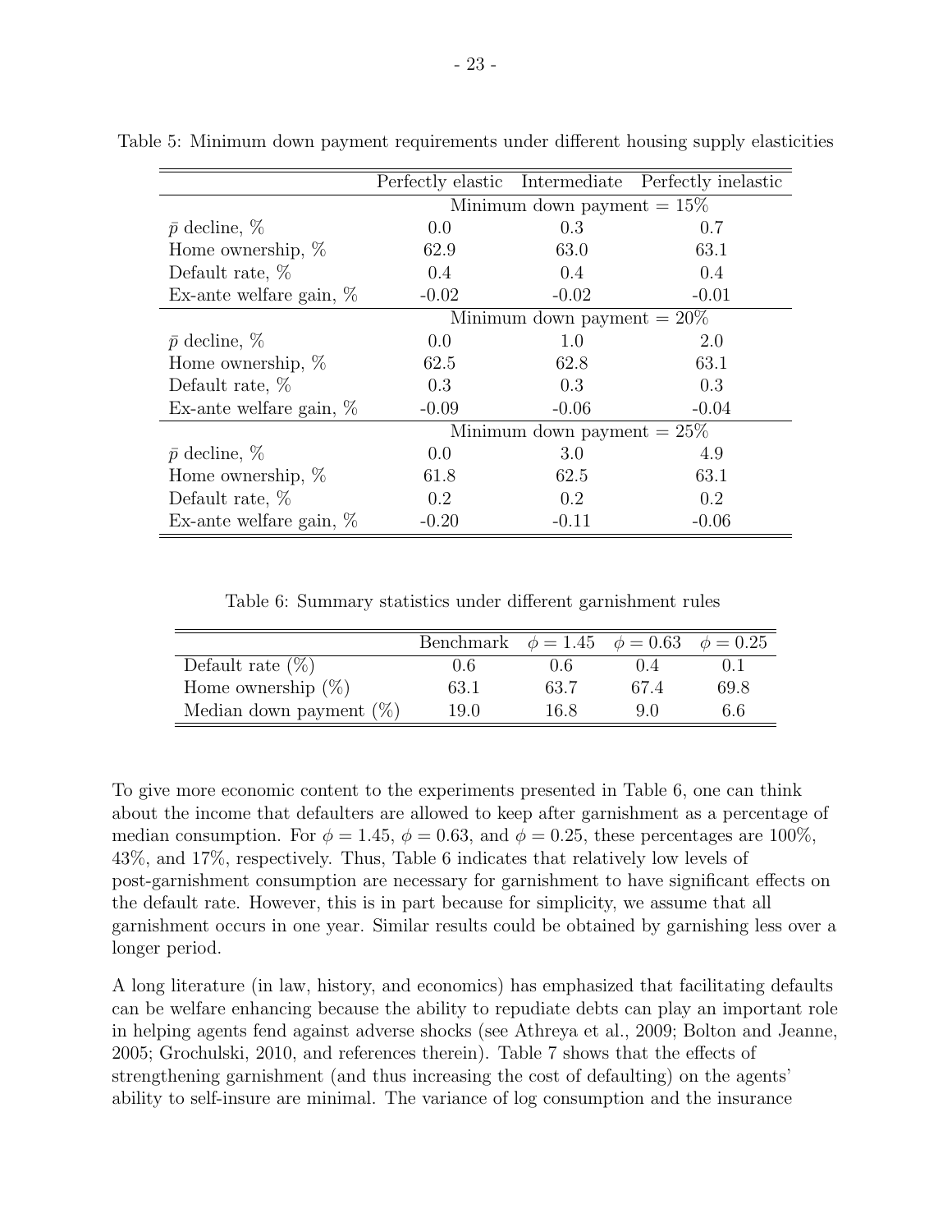Table 5: Minimum down payment requirements under different housing supply elasticities

| | Perfectly elastic | Intermediate | Perfectly inelastic |
|---|---|---|---|
| | Minimum down payment = 15% | | |
| $\bar{p}$ decline, % | 0.0 | 0.3 | 0.7 |
| Home ownership, % | 62.9 | 63.0 | 63.1 |
| Default rate, % | 0.4 | 0.4 | 0.4 |
| Ex-ante welfare gain, % | -0.02 | -0.02 | -0.01 |
| | Minimum down payment = 20% | | |
| $\bar{p}$ decline, % | 0.0 | 1.0 | 2.0 |
| Home ownership, % | 62.5 | 62.8 | 63.1 |
| Default rate, % | 0.3 | 0.3 | 0.3 |
| Ex-ante welfare gain, % | -0.09 | -0.06 | -0.04 |
| | Minimum down payment = 25% | | |
| $\bar{p}$ decline, % | 0.0 | 3.0 | 4.9 |
| Home ownership, % | 61.8 | 62.5 | 63.1 |
| Default rate, % | 0.2 | 0.2 | 0.2 |
| Ex-ante welfare gain, % | -0.20 | -0.11 | -0.06 |

Table 6: Summary statistics under different garnishment rules

| | Benchmark | $\phi = 1.45$ | $\phi = 0.63$ | $\phi = 0.25$ |
|---|---|---|---|---|
| Default rate (%) | 0.6 | 0.6 | 0.4 | 0.1 |
| Home ownership (%) | 63.1 | 63.7 | 67.4 | 69.8 |
| Median down payment (%) | 19.0 | 16.8 | 9.0 | 6.6 |

To give more economic content to the experiments presented in Table 6, one can think about the income that defaulters are allowed to keep after garnishment as a percentage of median consumption. For $\phi = 1.45$, $\phi = 0.63$, and $\phi = 0.25$, these percentages are 100%, 43%, and 17%, respectively. Thus, Table 6 indicates that relatively low levels of post-garnishment consumption are necessary for garnishment to have significant effects on the default rate. However, this is in part because for simplicity, we assume that all garnishment occurs in one year. Similar results could be obtained by garnishing less over a longer period.

A long literature (in law, history, and economics) has emphasized that facilitating defaults can be welfare enhancing because the ability to repudiate debts can play an important role in helping agents fend against adverse shocks (see Athreya et al., 2009; Bolton and Jeanne, 2005; Grochulski, 2010, and references therein). Table 7 shows that the effects of strengthening garnishment (and thus increasing the cost of defaulting) on the agents' ability to self-insure are minimal. The variance of log consumption and the insurance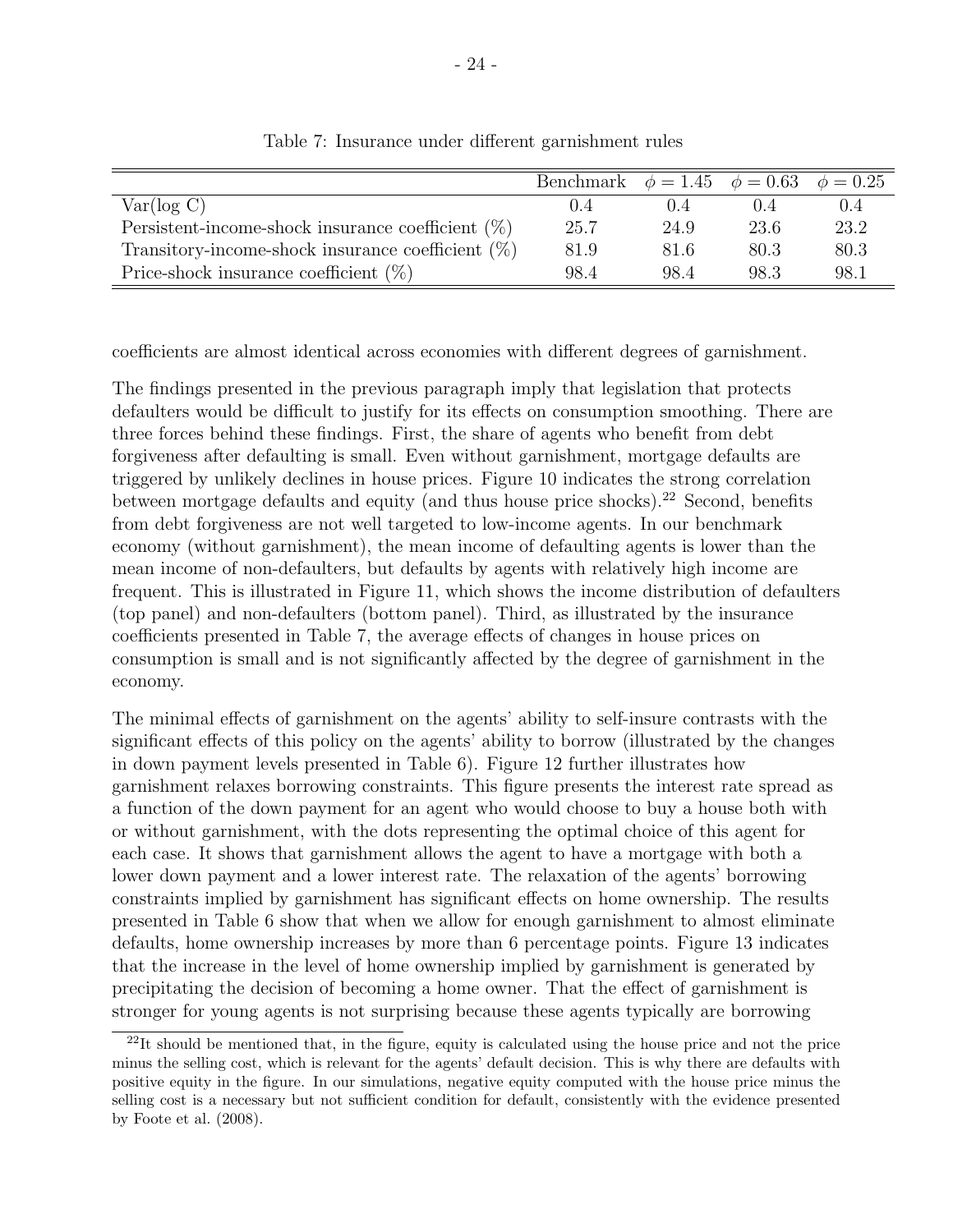Table 7: Insurance under different garnishment rules

| | Benchmark | $\phi = 1.45$ | $\phi = 0.63$ | $\phi = 0.25$ |
|---|---|---|---|---|
| Var(log C) | 0.4 | 0.4 | 0.4 | 0.4 |
| Persistent-income-shock insurance coefficient (%) | 25.7 | 24.9 | 23.6 | 23.2 |
| Transitory-income-shock insurance coefficient (%) | 81.9 | 81.6 | 80.3 | 80.3 |
| Price-shock insurance coefficient (%) | 98.4 | 98.4 | 98.3 | 98.1 |

coefficients are almost identical across economies with different degrees of garnishment.

The findings presented in the previous paragraph imply that legislation that protects defaulters would be difficult to justify for its effects on consumption smoothing. There are three forces behind these findings. First, the share of agents who benefit from debt forgiveness after defaulting is small. Even without garnishment, mortgage defaults are triggered by unlikely declines in house prices. Figure 10 indicates the strong correlation between mortgage defaults and equity (and thus house price shocks).[22] Second, benefits from debt forgiveness are not well targeted to low-income agents. In our benchmark economy (without garnishment), the mean income of defaulting agents is lower than the mean income of non-defaulters, but defaults by agents with relatively high income are frequent. This is illustrated in Figure 11, which shows the income distribution of defaulters (top panel) and non-defaulters (bottom panel). Third, as illustrated by the insurance coefficients presented in Table 7, the average effects of changes in house prices on consumption is small and is not significantly affected by the degree of garnishment in the economy.

The minimal effects of garnishment on the agents' ability to self-insure contrasts with the significant effects of this policy on the agents' ability to borrow (illustrated by the changes in down payment levels presented in Table 6). Figure 12 further illustrates how garnishment relaxes borrowing constraints. This figure presents the interest rate spread as a function of the down payment for an agent who would choose to buy a house both with or without garnishment, with the dots representing the optimal choice of this agent for each case. It shows that garnishment allows the agent to have a mortgage with both a lower down payment and a lower interest rate. The relaxation of the agents' borrowing constraints implied by garnishment has significant effects on home ownership. The results presented in Table 6 show that when we allow for enough garnishment to almost eliminate defaults, home ownership increases by more than 6 percentage points. Figure 13 indicates that the increase in the level of home ownership implied by garnishment is generated by precipitating the decision of becoming a home owner. That the effect of garnishment is stronger for young agents is not surprising because these agents typically are borrowing

[22] It should be mentioned that, in the figure, equity is calculated using the house price and not the price minus the selling cost, which is relevant for the agents' default decision. This is why there are defaults with positive equity in the figure. In our simulations, negative equity computed with the house price minus the selling cost is a necessary but not sufficient condition for default, consistently with the evidence presented by Foote et al. (2008).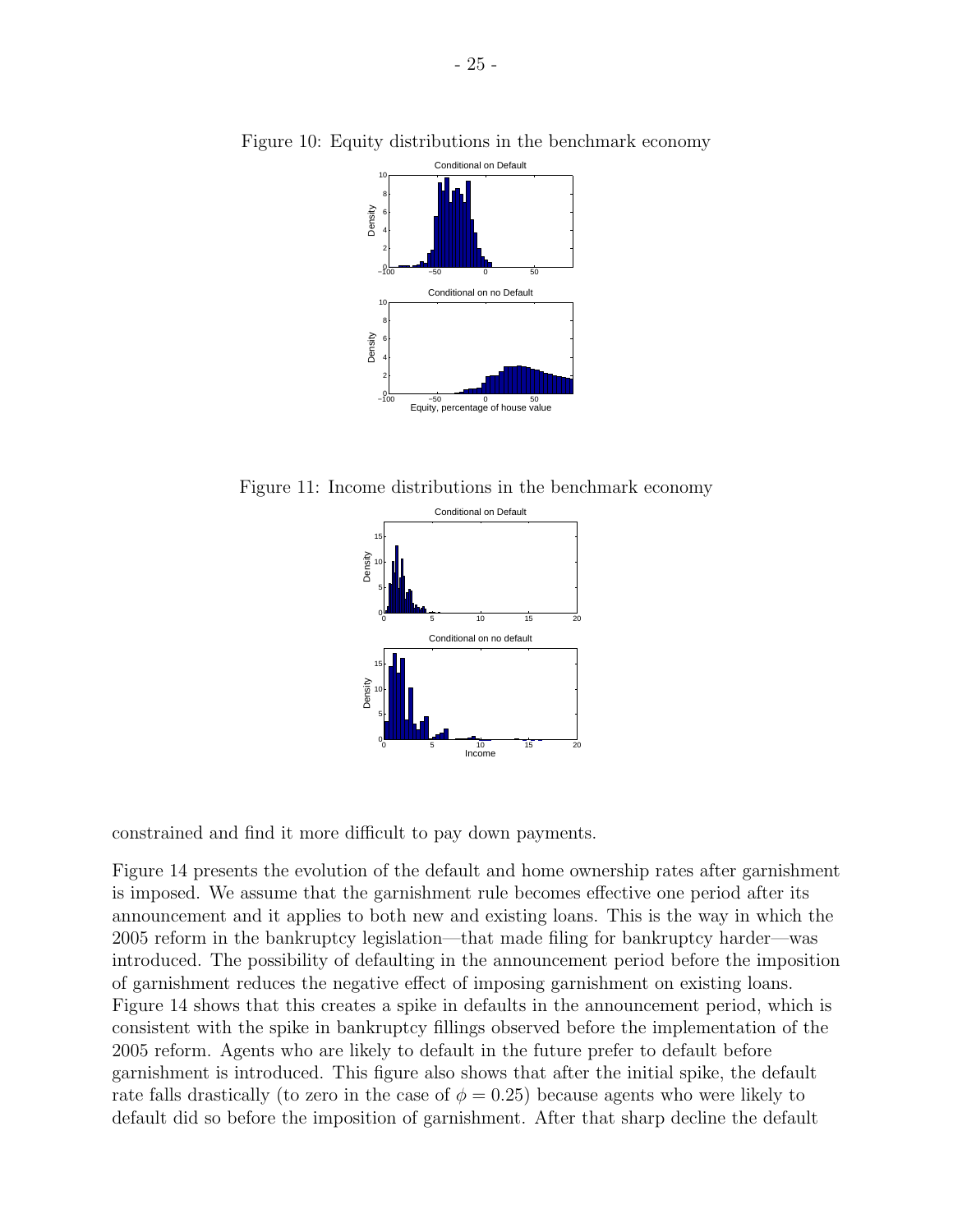Figure 10: Equity distributions in the benchmark economy

Figure 11: Income distributions in the benchmark economy

constrained and find it more difficult to pay down payments.

Figure 14 presents the evolution of the default and home ownership rates after garnishment is imposed. We assume that the garnishment rule becomes effective one period after its announcement and it applies to both new and existing loans. This is the way in which the 2005 reform in the bankruptcy legislation—that made filing for bankruptcy harder—was introduced. The possibility of defaulting in the announcement period before the imposition of garnishment reduces the negative effect of imposing garnishment on existing loans. Figure 14 shows that this creates a spike in defaults in the announcement period, which is consistent with the spike in bankruptcy fillings observed before the implementation of the 2005 reform. Agents who are likely to default in the future prefer to default before garnishment is introduced. This figure also shows that after the initial spike, the default rate falls drastically (to zero in the case of $\phi = 0.25$) because agents who were likely to default did so before the imposition of garnishment. After that sharp decline the default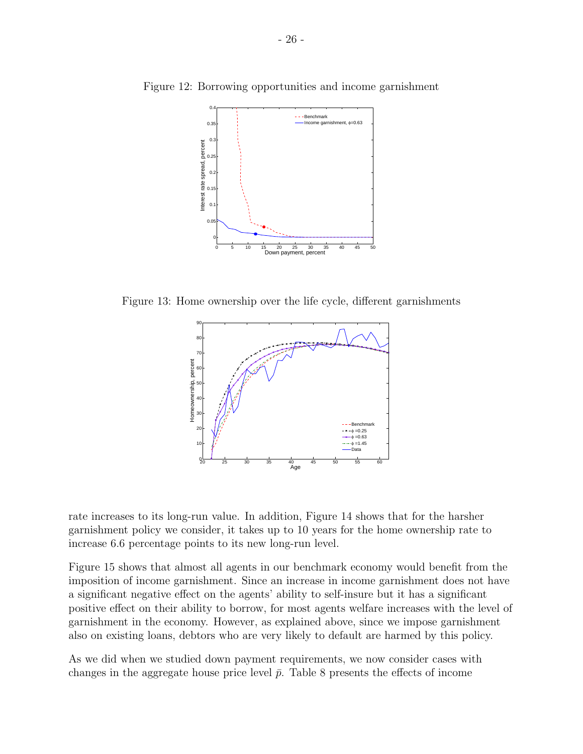Figure 12: Borrowing opportunities and income garnishment

Figure 13: Home ownership over the life cycle, different garnishments

rate increases to its long-run value. In addition, Figure 14 shows that for the harsher garnishment policy we consider, it takes up to 10 years for the home ownership rate to increase 6.6 percentage points to its new long-run level.

Figure 15 shows that almost all agents in our benchmark economy would benefit from the imposition of income garnishment. Since an increase in income garnishment does not have a significant negative effect on the agents' ability to self-insure but it has a significant positive effect on their ability to borrow, for most agents welfare increases with the level of garnishment in the economy. However, as explained above, since we impose garnishment also on existing loans, debtors who are very likely to default are harmed by this policy.

As we did when we studied down payment requirements, we now consider cases with changes in the aggregate house price level $\bar{p}$. Table 8 presents the effects of income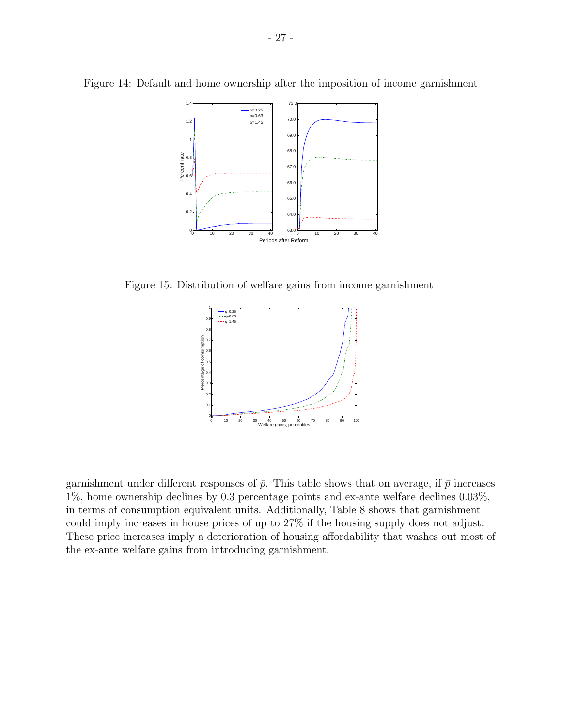Figure 14: Default and home ownership after the imposition of income garnishment

Figure 15: Distribution of welfare gains from income garnishment

garnishment under different responses of $\bar{p}$. This table shows that on average, if $\bar{p}$ increases 1%, home ownership declines by 0.3 percentage points and ex-ante welfare declines 0.03%, in terms of consumption equivalent units. Additionally, Table 8 shows that garnishment could imply increases in house prices of up to 27% if the housing supply does not adjust. These price increases imply a deterioration of housing affordability that washes out most of the ex-ante welfare gains from introducing garnishment.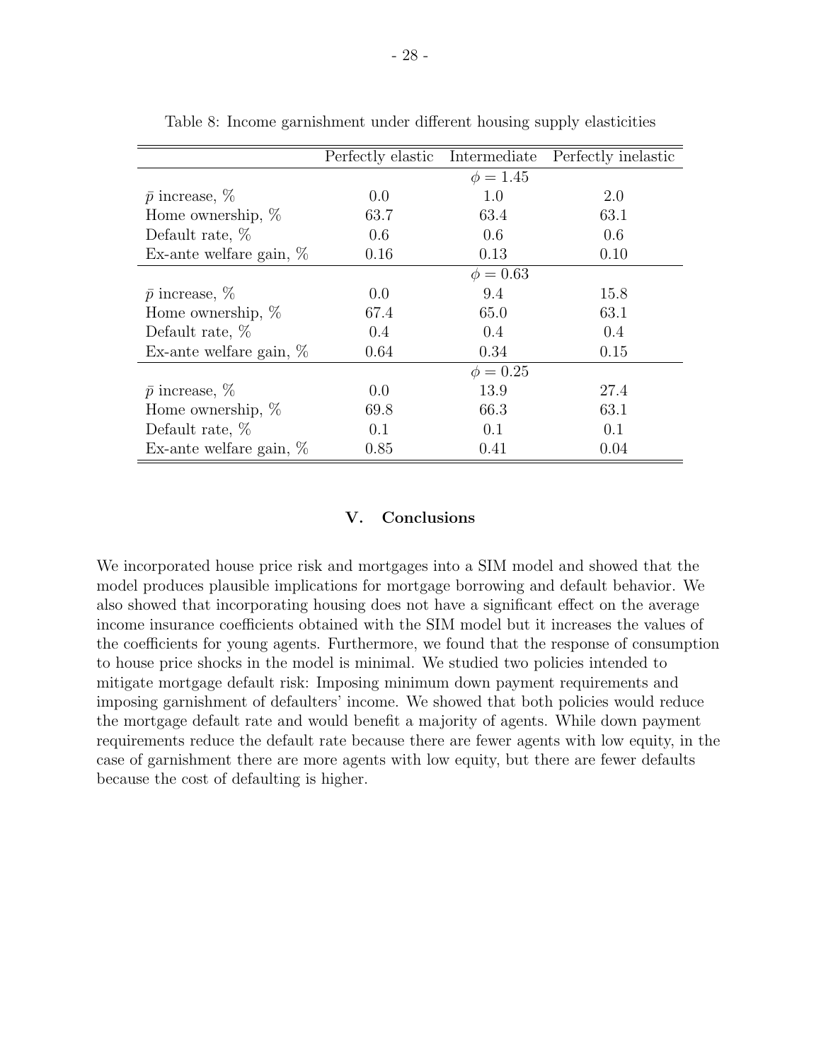Table 8: Income garnishment under different housing supply elasticities

| | Perfectly elastic | Intermediate | Perfectly inelastic |
|---|---|---|---|
| | | $\phi = 1.45$ | |
| $\bar{p}$ increase, % | 0.0 | 1.0 | 2.0 |
| Home ownership, % | 63.7 | 63.4 | 63.1 |
| Default rate, % | 0.6 | 0.6 | 0.6 |
| Ex-ante welfare gain, % | 0.16 | 0.13 | 0.10 |
| | | $\phi = 0.63$ | |
| $\bar{p}$ increase, % | 0.0 | 9.4 | 15.8 |
| Home ownership, % | 67.4 | 65.0 | 63.1 |
| Default rate, % | 0.4 | 0.4 | 0.4 |
| Ex-ante welfare gain, % | 0.64 | 0.34 | 0.15 |
| | | $\phi = 0.25$ | |
| $\bar{p}$ increase, % | 0.0 | 13.9 | 27.4 |
| Home ownership, % | 69.8 | 66.3 | 63.1 |
| Default rate, % | 0.1 | 0.1 | 0.1 |
| Ex-ante welfare gain, % | 0.85 | 0.41 | 0.04 |

## V. Conclusions

We incorporated house price risk and mortgages into a SIM model and showed that the model produces plausible implications for mortgage borrowing and default behavior. We also showed that incorporating housing does not have a significant effect on the average income insurance coefficients obtained with the SIM model but it increases the values of the coefficients for young agents. Furthermore, we found that the response of consumption to house price shocks in the model is minimal. We studied two policies intended to mitigate mortgage default risk: Imposing minimum down payment requirements and imposing garnishment of defaulters' income. We showed that both policies would reduce the mortgage default rate and would benefit a majority of agents. While down payment requirements reduce the default rate because there are fewer agents with low equity, in the case of garnishment there are more agents with low equity, but there are fewer defaults because the cost of defaulting is higher.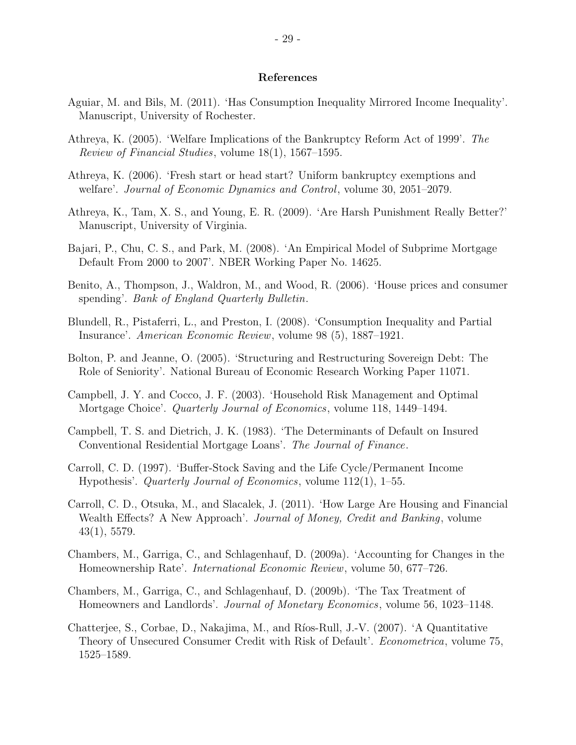## References

Aguiar, M. and Bils, M. (2011). 'Has Consumption Inequality Mirrored Income Inequality'. Manuscript, University of Rochester.

Athreya, K. (2005). 'Welfare Implications of the Bankruptcy Reform Act of 1999'. *The Review of Financial Studies*, volume 18(1), 1567–1595.

Athreya, K. (2006). 'Fresh start or head start? Uniform bankruptcy exemptions and welfare'. *Journal of Economic Dynamics and Control*, volume 30, 2051–2079.

Athreya, K., Tam, X. S., and Young, E. R. (2009). 'Are Harsh Punishment Really Better?' Manuscript, University of Virginia.

Bajari, P., Chu, C. S., and Park, M. (2008). 'An Empirical Model of Subprime Mortgage Default From 2000 to 2007'. NBER Working Paper No. 14625.

Benito, A., Thompson, J., Waldron, M., and Wood, R. (2006). 'House prices and consumer spending'. *Bank of England Quarterly Bulletin*.

Blundell, R., Pistaferri, L., and Preston, I. (2008). 'Consumption Inequality and Partial Insurance'. *American Economic Review*, volume 98 (5), 1887–1921.

Bolton, P. and Jeanne, O. (2005). 'Structuring and Restructuring Sovereign Debt: The Role of Seniority'. National Bureau of Economic Research Working Paper 11071.

Campbell, J. Y. and Cocco, J. F. (2003). 'Household Risk Management and Optimal Mortgage Choice'. *Quarterly Journal of Economics*, volume 118, 1449–1494.

Campbell, T. S. and Dietrich, J. K. (1983). 'The Determinants of Default on Insured Conventional Residential Mortgage Loans'. *The Journal of Finance*.

Carroll, C. D. (1997). 'Buffer-Stock Saving and the Life Cycle/Permanent Income Hypothesis'. *Quarterly Journal of Economics*, volume 112(1), 1–55.

Carroll, C. D., Otsuka, M., and Slacalek, J. (2011). 'How Large Are Housing and Financial Wealth Effects? A New Approach'. *Journal of Money, Credit and Banking*, volume 43(1), 5579.

Chambers, M., Garriga, C., and Schlagenhauf, D. (2009a). 'Accounting for Changes in the Homeownership Rate'. *International Economic Review*, volume 50, 677–726.

Chambers, M., Garriga, C., and Schlagenhauf, D. (2009b). 'The Tax Treatment of Homeowners and Landlords'. *Journal of Monetary Economics*, volume 56, 1023–1148.

Chatterjee, S., Corbae, D., Nakajima, M., and Ríos-Rull, J.-V. (2007). 'A Quantitative Theory of Unsecured Consumer Credit with Risk of Default'. *Econometrica*, volume 75, 1525–1589.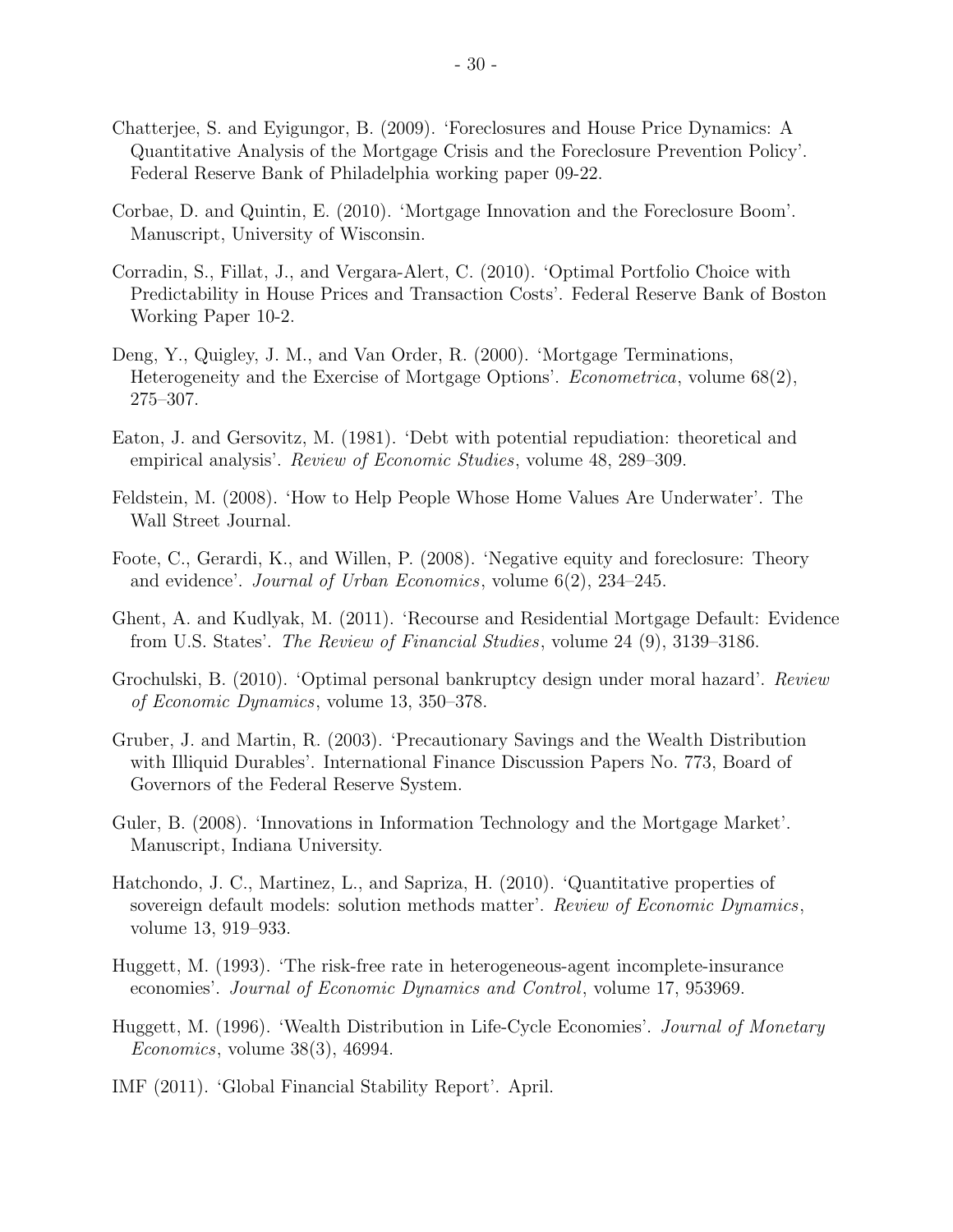Chatterjee, S. and Eyigungor, B. (2009). 'Foreclosures and House Price Dynamics: A Quantitative Analysis of the Mortgage Crisis and the Foreclosure Prevention Policy'. Federal Reserve Bank of Philadelphia working paper 09-22.

Corbae, D. and Quintin, E. (2010). 'Mortgage Innovation and the Foreclosure Boom'. Manuscript, University of Wisconsin.

Corradin, S., Fillat, J., and Vergara-Alert, C. (2010). 'Optimal Portfolio Choice with Predictability in House Prices and Transaction Costs'. Federal Reserve Bank of Boston Working Paper 10-2.

Deng, Y., Quigley, J. M., and Van Order, R. (2000). 'Mortgage Terminations, Heterogeneity and the Exercise of Mortgage Options'. *Econometrica*, volume 68(2), 275–307.

Eaton, J. and Gersovitz, M. (1981). 'Debt with potential repudiation: theoretical and empirical analysis'. *Review of Economic Studies*, volume 48, 289–309.

Feldstein, M. (2008). 'How to Help People Whose Home Values Are Underwater'. The Wall Street Journal.

Foote, C., Gerardi, K., and Willen, P. (2008). 'Negative equity and foreclosure: Theory and evidence'. *Journal of Urban Economics*, volume 6(2), 234–245.

Ghent, A. and Kudlyak, M. (2011). 'Recourse and Residential Mortgage Default: Evidence from U.S. States'. *The Review of Financial Studies*, volume 24 (9), 3139–3186.

Grochulski, B. (2010). 'Optimal personal bankruptcy design under moral hazard'. *Review of Economic Dynamics*, volume 13, 350–378.

Gruber, J. and Martin, R. (2003). 'Precautionary Savings and the Wealth Distribution with Illiquid Durables'. International Finance Discussion Papers No. 773, Board of Governors of the Federal Reserve System.

Guler, B. (2008). 'Innovations in Information Technology and the Mortgage Market'. Manuscript, Indiana University.

Hatchondo, J. C., Martinez, L., and Sapriza, H. (2010). 'Quantitative properties of sovereign default models: solution methods matter'. *Review of Economic Dynamics*, volume 13, 919–933.

Huggett, M. (1993). 'The risk-free rate in heterogeneous-agent incomplete-insurance economies'. *Journal of Economic Dynamics and Control*, volume 17, 953969.

Huggett, M. (1996). 'Wealth Distribution in Life-Cycle Economies'. *Journal of Monetary Economics*, volume 38(3), 46994.

IMF (2011). 'Global Financial Stability Report'. April.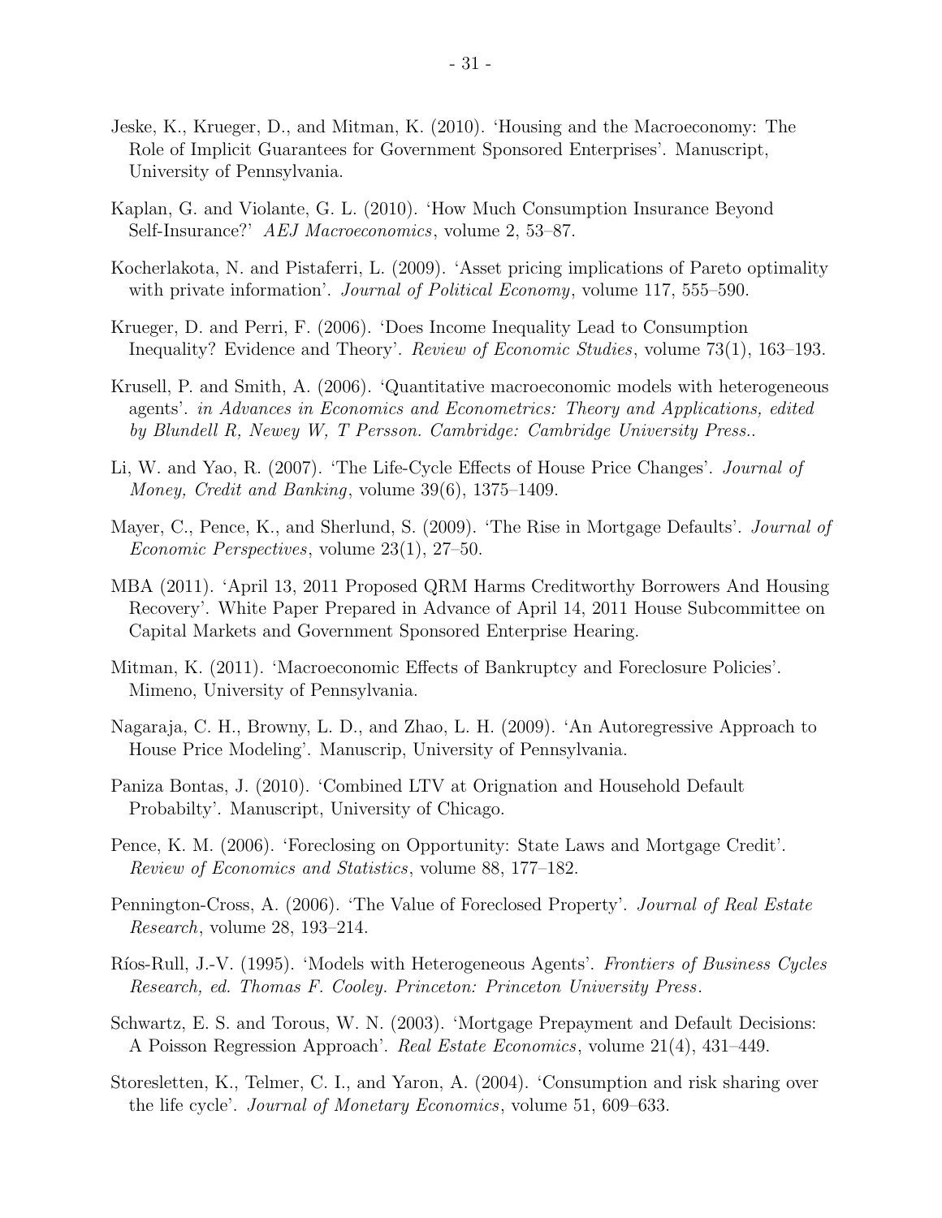Jeske, K., Krueger, D., and Mitman, K. (2010). 'Housing and the Macroeconomy: The Role of Implicit Guarantees for Government Sponsored Enterprises'. Manuscript, University of Pennsylvania.

Kaplan, G. and Violante, G. L. (2010). 'How Much Consumption Insurance Beyond Self-Insurance?' *AEJ Macroeconomics*, volume 2, 53–87.

Kocherlakota, N. and Pistaferri, L. (2009). 'Asset pricing implications of Pareto optimality with private information'. *Journal of Political Economy*, volume 117, 555–590.

Krueger, D. and Perri, F. (2006). 'Does Income Inequality Lead to Consumption Inequality? Evidence and Theory'. *Review of Economic Studies*, volume 73(1), 163–193.

Krusell, P. and Smith, A. (2006). 'Quantitative macroeconomic models with heterogeneous agents'. *in Advances in Economics and Econometrics: Theory and Applications, edited by Blundell R, Newey W, T Persson. Cambridge: Cambridge University Press.*.

Li, W. and Yao, R. (2007). 'The Life-Cycle Effects of House Price Changes'. *Journal of Money, Credit and Banking*, volume 39(6), 1375–1409.

Mayer, C., Pence, K., and Sherlund, S. (2009). 'The Rise in Mortgage Defaults'. *Journal of Economic Perspectives*, volume 23(1), 27–50.

MBA (2011). 'April 13, 2011 Proposed QRM Harms Creditworthy Borrowers And Housing Recovery'. White Paper Prepared in Advance of April 14, 2011 House Subcommittee on Capital Markets and Government Sponsored Enterprise Hearing.

Mitman, K. (2011). 'Macroeconomic Effects of Bankruptcy and Foreclosure Policies'. Mimeno, University of Pennsylvania.

Nagaraja, C. H., Browny, L. D., and Zhao, L. H. (2009). 'An Autoregressive Approach to House Price Modeling'. Manuscrip, University of Pennsylvania.

Paniza Bontas, J. (2010). 'Combined LTV at Orignation and Household Default Probabilty'. Manuscript, University of Chicago.

Pence, K. M. (2006). 'Foreclosing on Opportunity: State Laws and Mortgage Credit'. *Review of Economics and Statistics*, volume 88, 177–182.

Pennington-Cross, A. (2006). 'The Value of Foreclosed Property'. *Journal of Real Estate Research*, volume 28, 193–214.

Ríos-Rull, J.-V. (1995). 'Models with Heterogeneous Agents'. *Frontiers of Business Cycles Research, ed. Thomas F. Cooley. Princeton: Princeton University Press*.

Schwartz, E. S. and Torous, W. N. (2003). 'Mortgage Prepayment and Default Decisions: A Poisson Regression Approach'. *Real Estate Economics*, volume 21(4), 431–449.

Storesletten, K., Telmer, C. I., and Yaron, A. (2004). 'Consumption and risk sharing over the life cycle'. *Journal of Monetary Economics*, volume 51, 609–633.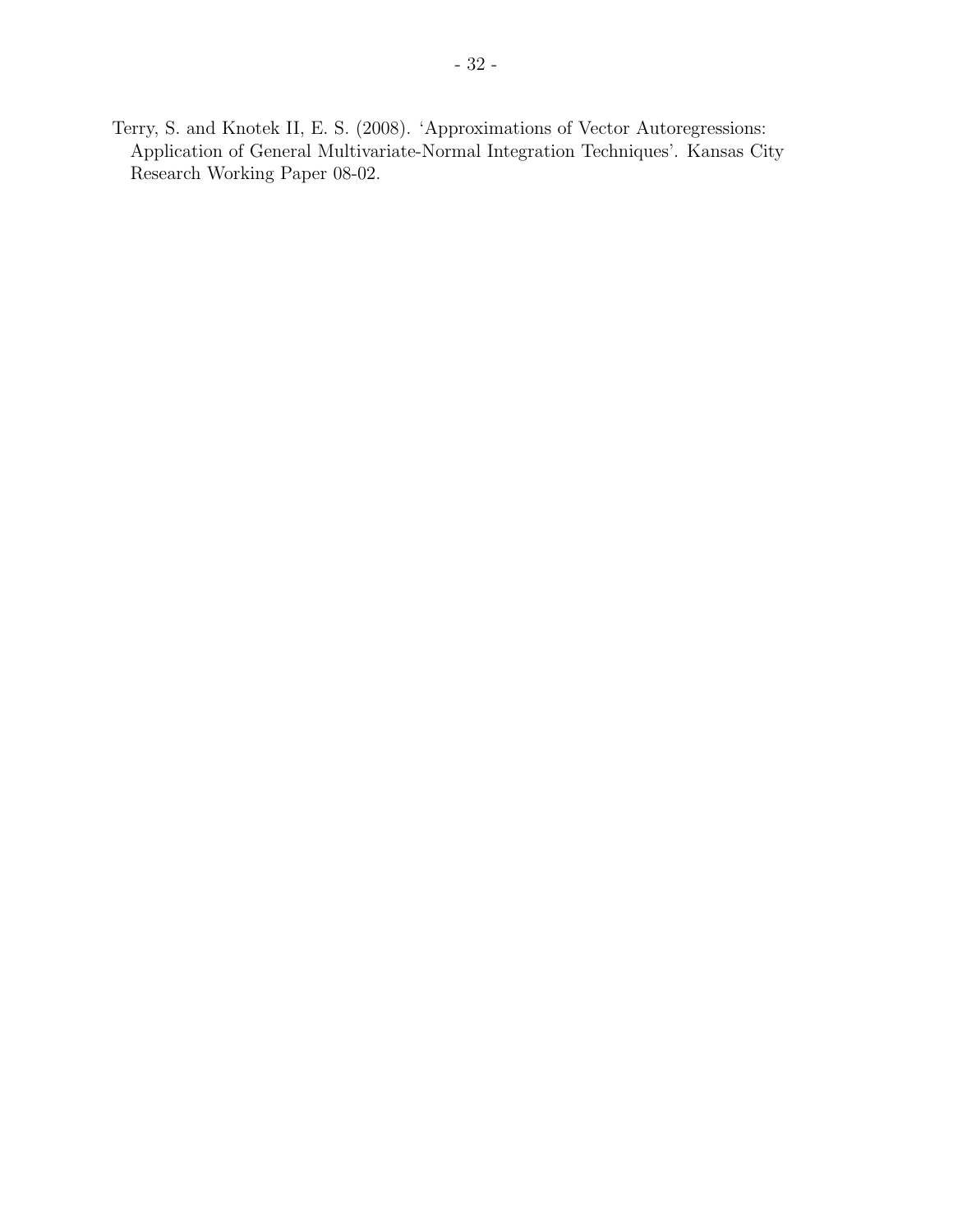Terry, S. and Knotek II, E. S. (2008). 'Approximations of Vector Autoregressions: Application of General Multivariate-Normal Integration Techniques'. Kansas City Research Working Paper 08-02.